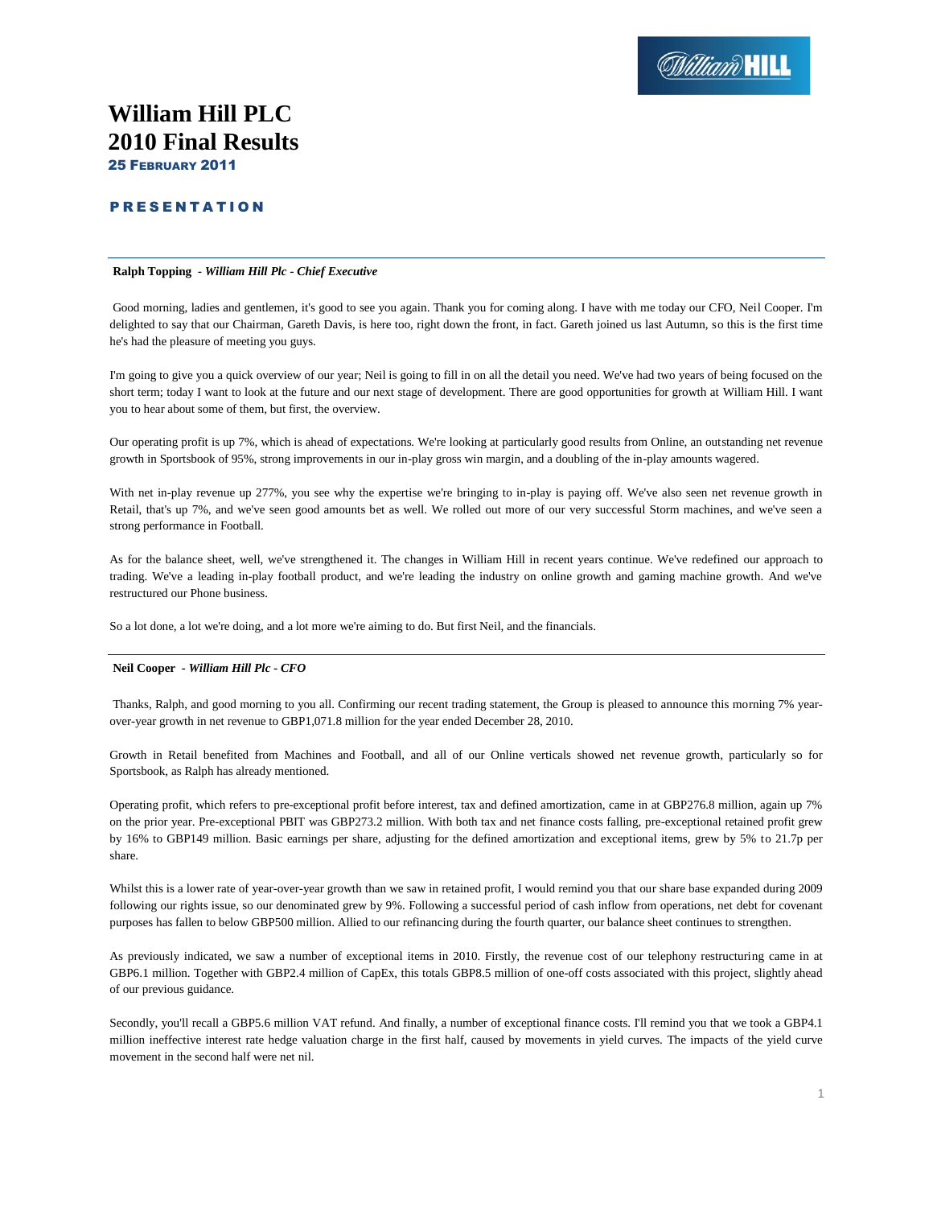# William Hill PLC
# 2010 Final Results

**25 FEBRUARY 2011**

## PRESENTATION

---

**Ralph Topping** - ***William Hill Plc - Chief Executive***

Good morning, ladies and gentlemen, it's good to see you again. Thank you for coming along. I have with me today our CFO, Neil Cooper. I'm delighted to say that our Chairman, Gareth Davis, is here too, right down the front, in fact. Gareth joined us last Autumn, so this is the first time he's had the pleasure of meeting you guys.

I'm going to give you a quick overview of our year; Neil is going to fill in on all the detail you need. We've had two years of being focused on the short term; today I want to look at the future and our next stage of development. There are good opportunities for growth at William Hill. I want you to hear about some of them, but first, the overview.

Our operating profit is up 7%, which is ahead of expectations. We're looking at particularly good results from Online, an outstanding net revenue growth in Sportsbook of 95%, strong improvements in our in-play gross win margin, and a doubling of the in-play amounts wagered.

With net in-play revenue up 277%, you see why the expertise we're bringing to in-play is paying off. We've also seen net revenue growth in Retail, that's up 7%, and we've seen good amounts bet as well. We rolled out more of our very successful Storm machines, and we've seen a strong performance in Football.

As for the balance sheet, well, we've strengthened it. The changes in William Hill in recent years continue. We've redefined our approach to trading. We've a leading in-play football product, and we're leading the industry on online growth and gaming machine growth. And we've restructured our Phone business.

So a lot done, a lot we're doing, and a lot more we're aiming to do. But first Neil, and the financials.

---

**Neil Cooper** - ***William Hill Plc - CFO***

Thanks, Ralph, and good morning to you all. Confirming our recent trading statement, the Group is pleased to announce this morning 7% year-over-year growth in net revenue to GBP1,071.8 million for the year ended December 28, 2010.

Growth in Retail benefited from Machines and Football, and all of our Online verticals showed net revenue growth, particularly so for Sportsbook, as Ralph has already mentioned.

Operating profit, which refers to pre-exceptional profit before interest, tax and defined amortization, came in at GBP276.8 million, again up 7% on the prior year. Pre-exceptional PBIT was GBP273.2 million. With both tax and net finance costs falling, pre-exceptional retained profit grew by 16% to GBP149 million. Basic earnings per share, adjusting for the defined amortization and exceptional items, grew by 5% to 21.7p per share.

Whilst this is a lower rate of year-over-year growth than we saw in retained profit, I would remind you that our share base expanded during 2009 following our rights issue, so our denominated grew by 9%. Following a successful period of cash inflow from operations, net debt for covenant purposes has fallen to below GBP500 million. Allied to our refinancing during the fourth quarter, our balance sheet continues to strengthen.

As previously indicated, we saw a number of exceptional items in 2010. Firstly, the revenue cost of our telephony restructuring came in at GBP6.1 million. Together with GBP2.4 million of CapEx, this totals GBP8.5 million of one-off costs associated with this project, slightly ahead of our previous guidance.

Secondly, you'll recall a GBP5.6 million VAT refund. And finally, a number of exceptional finance costs. I'll remind you that we took a GBP4.1 million ineffective interest rate hedge valuation charge in the first half, caused by movements in yield curves. The impacts of the yield curve movement in the second half were net nil.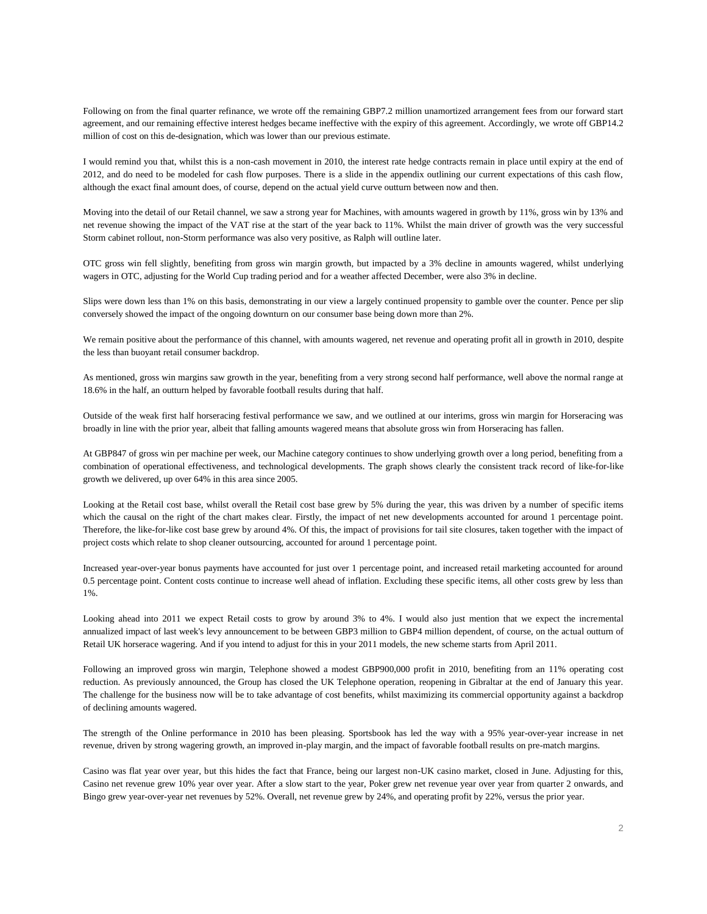Following on from the final quarter refinance, we wrote off the remaining GBP7.2 million unamortized arrangement fees from our forward start agreement, and our remaining effective interest hedges became ineffective with the expiry of this agreement. Accordingly, we wrote off GBP14.2 million of cost on this de-designation, which was lower than our previous estimate.

I would remind you that, whilst this is a non-cash movement in 2010, the interest rate hedge contracts remain in place until expiry at the end of 2012, and do need to be modeled for cash flow purposes. There is a slide in the appendix outlining our current expectations of this cash flow, although the exact final amount does, of course, depend on the actual yield curve outturn between now and then.

Moving into the detail of our Retail channel, we saw a strong year for Machines, with amounts wagered in growth by 11%, gross win by 13% and net revenue showing the impact of the VAT rise at the start of the year back to 11%. Whilst the main driver of growth was the very successful Storm cabinet rollout, non-Storm performance was also very positive, as Ralph will outline later.

OTC gross win fell slightly, benefiting from gross win margin growth, but impacted by a 3% decline in amounts wagered, whilst underlying wagers in OTC, adjusting for the World Cup trading period and for a weather affected December, were also 3% in decline.

Slips were down less than 1% on this basis, demonstrating in our view a largely continued propensity to gamble over the counter. Pence per slip conversely showed the impact of the ongoing downturn on our consumer base being down more than 2%.

We remain positive about the performance of this channel, with amounts wagered, net revenue and operating profit all in growth in 2010, despite the less than buoyant retail consumer backdrop.

As mentioned, gross win margins saw growth in the year, benefiting from a very strong second half performance, well above the normal range at 18.6% in the half, an outturn helped by favorable football results during that half.

Outside of the weak first half horseracing festival performance we saw, and we outlined at our interims, gross win margin for Horseracing was broadly in line with the prior year, albeit that falling amounts wagered means that absolute gross win from Horseracing has fallen.

At GBP847 of gross win per machine per week, our Machine category continues to show underlying growth over a long period, benefiting from a combination of operational effectiveness, and technological developments. The graph shows clearly the consistent track record of like-for-like growth we delivered, up over 64% in this area since 2005.

Looking at the Retail cost base, whilst overall the Retail cost base grew by 5% during the year, this was driven by a number of specific items which the causal on the right of the chart makes clear. Firstly, the impact of net new developments accounted for around 1 percentage point. Therefore, the like-for-like cost base grew by around 4%. Of this, the impact of provisions for tail site closures, taken together with the impact of project costs which relate to shop cleaner outsourcing, accounted for around 1 percentage point.

Increased year-over-year bonus payments have accounted for just over 1 percentage point, and increased retail marketing accounted for around 0.5 percentage point. Content costs continue to increase well ahead of inflation. Excluding these specific items, all other costs grew by less than 1%.

Looking ahead into 2011 we expect Retail costs to grow by around 3% to 4%. I would also just mention that we expect the incremental annualized impact of last week's levy announcement to be between GBP3 million to GBP4 million dependent, of course, on the actual outturn of Retail UK horserace wagering. And if you intend to adjust for this in your 2011 models, the new scheme starts from April 2011.

Following an improved gross win margin, Telephone showed a modest GBP900,000 profit in 2010, benefiting from an 11% operating cost reduction. As previously announced, the Group has closed the UK Telephone operation, reopening in Gibraltar at the end of January this year. The challenge for the business now will be to take advantage of cost benefits, whilst maximizing its commercial opportunity against a backdrop of declining amounts wagered.

The strength of the Online performance in 2010 has been pleasing. Sportsbook has led the way with a 95% year-over-year increase in net revenue, driven by strong wagering growth, an improved in-play margin, and the impact of favorable football results on pre-match margins.

Casino was flat year over year, but this hides the fact that France, being our largest non-UK casino market, closed in June. Adjusting for this, Casino net revenue grew 10% year over year. After a slow start to the year, Poker grew net revenue year over year from quarter 2 onwards, and Bingo grew year-over-year net revenues by 52%. Overall, net revenue grew by 24%, and operating profit by 22%, versus the prior year.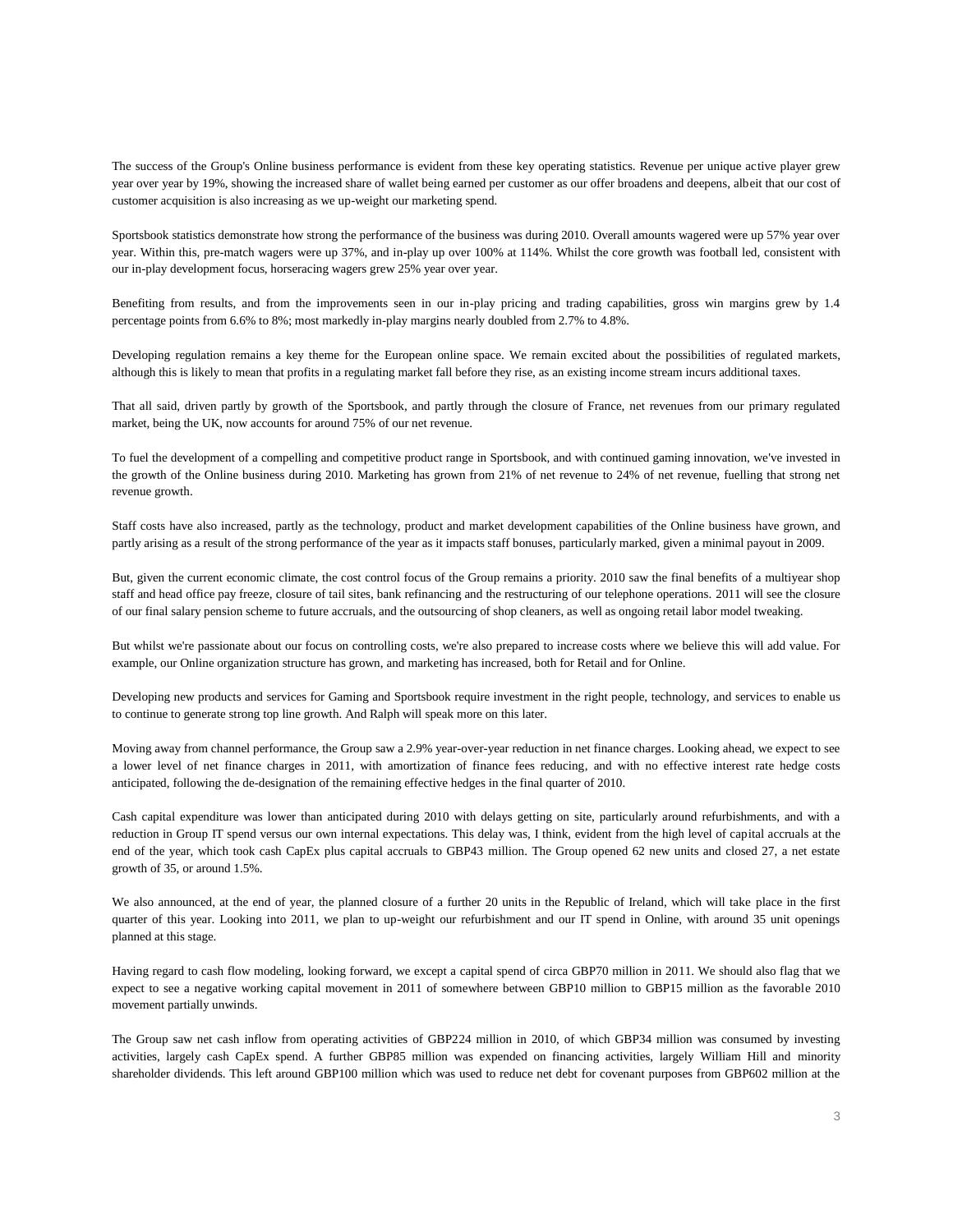The success of the Group's Online business performance is evident from these key operating statistics. Revenue per unique active player grew year over year by 19%, showing the increased share of wallet being earned per customer as our offer broadens and deepens, albeit that our cost of customer acquisition is also increasing as we up-weight our marketing spend.

Sportsbook statistics demonstrate how strong the performance of the business was during 2010. Overall amounts wagered were up 57% year over year. Within this, pre-match wagers were up 37%, and in-play up over 100% at 114%. Whilst the core growth was football led, consistent with our in-play development focus, horseracing wagers grew 25% year over year.

Benefiting from results, and from the improvements seen in our in-play pricing and trading capabilities, gross win margins grew by 1.4 percentage points from 6.6% to 8%; most markedly in-play margins nearly doubled from 2.7% to 4.8%.

Developing regulation remains a key theme for the European online space. We remain excited about the possibilities of regulated markets, although this is likely to mean that profits in a regulating market fall before they rise, as an existing income stream incurs additional taxes.

That all said, driven partly by growth of the Sportsbook, and partly through the closure of France, net revenues from our primary regulated market, being the UK, now accounts for around 75% of our net revenue.

To fuel the development of a compelling and competitive product range in Sportsbook, and with continued gaming innovation, we've invested in the growth of the Online business during 2010. Marketing has grown from 21% of net revenue to 24% of net revenue, fuelling that strong net revenue growth.

Staff costs have also increased, partly as the technology, product and market development capabilities of the Online business have grown, and partly arising as a result of the strong performance of the year as it impacts staff bonuses, particularly marked, given a minimal payout in 2009.

But, given the current economic climate, the cost control focus of the Group remains a priority. 2010 saw the final benefits of a multiyear shop staff and head office pay freeze, closure of tail sites, bank refinancing and the restructuring of our telephone operations. 2011 will see the closure of our final salary pension scheme to future accruals, and the outsourcing of shop cleaners, as well as ongoing retail labor model tweaking.

But whilst we're passionate about our focus on controlling costs, we're also prepared to increase costs where we believe this will add value. For example, our Online organization structure has grown, and marketing has increased, both for Retail and for Online.

Developing new products and services for Gaming and Sportsbook require investment in the right people, technology, and services to enable us to continue to generate strong top line growth. And Ralph will speak more on this later.

Moving away from channel performance, the Group saw a 2.9% year-over-year reduction in net finance charges. Looking ahead, we expect to see a lower level of net finance charges in 2011, with amortization of finance fees reducing, and with no effective interest rate hedge costs anticipated, following the de-designation of the remaining effective hedges in the final quarter of 2010.

Cash capital expenditure was lower than anticipated during 2010 with delays getting on site, particularly around refurbishments, and with a reduction in Group IT spend versus our own internal expectations. This delay was, I think, evident from the high level of capital accruals at the end of the year, which took cash CapEx plus capital accruals to GBP43 million. The Group opened 62 new units and closed 27, a net estate growth of 35, or around 1.5%.

We also announced, at the end of year, the planned closure of a further 20 units in the Republic of Ireland, which will take place in the first quarter of this year. Looking into 2011, we plan to up-weight our refurbishment and our IT spend in Online, with around 35 unit openings planned at this stage.

Having regard to cash flow modeling, looking forward, we except a capital spend of circa GBP70 million in 2011. We should also flag that we expect to see a negative working capital movement in 2011 of somewhere between GBP10 million to GBP15 million as the favorable 2010 movement partially unwinds.

The Group saw net cash inflow from operating activities of GBP224 million in 2010, of which GBP34 million was consumed by investing activities, largely cash CapEx spend. A further GBP85 million was expended on financing activities, largely William Hill and minority shareholder dividends. This left around GBP100 million which was used to reduce net debt for covenant purposes from GBP602 million at the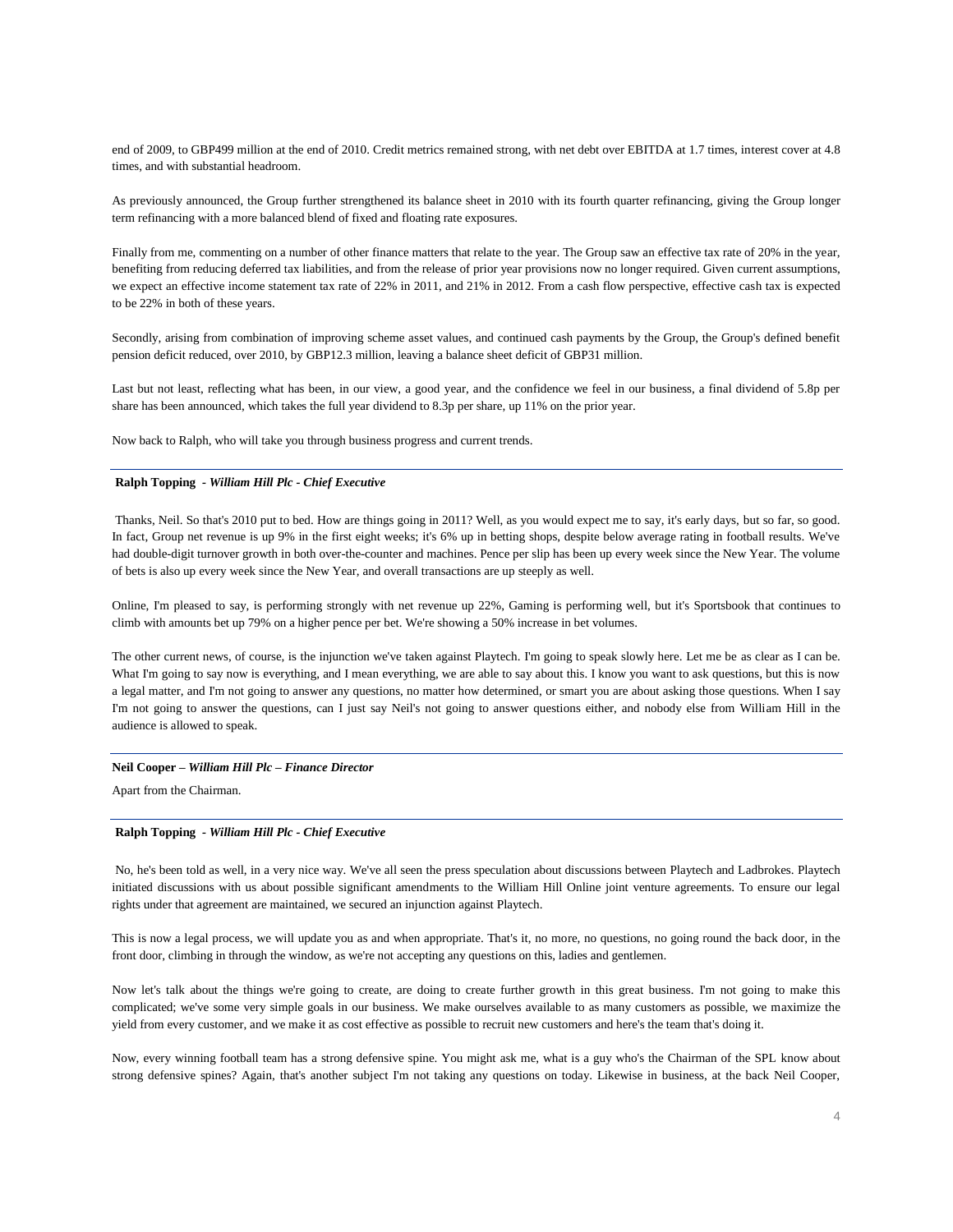end of 2009, to GBP499 million at the end of 2010. Credit metrics remained strong, with net debt over EBITDA at 1.7 times, interest cover at 4.8 times, and with substantial headroom.

As previously announced, the Group further strengthened its balance sheet in 2010 with its fourth quarter refinancing, giving the Group longer term refinancing with a more balanced blend of fixed and floating rate exposures.

Finally from me, commenting on a number of other finance matters that relate to the year. The Group saw an effective tax rate of 20% in the year, benefiting from reducing deferred tax liabilities, and from the release of prior year provisions now no longer required. Given current assumptions, we expect an effective income statement tax rate of 22% in 2011, and 21% in 2012. From a cash flow perspective, effective cash tax is expected to be 22% in both of these years.

Secondly, arising from combination of improving scheme asset values, and continued cash payments by the Group, the Group's defined benefit pension deficit reduced, over 2010, by GBP12.3 million, leaving a balance sheet deficit of GBP31 million.

Last but not least, reflecting what has been, in our view, a good year, and the confidence we feel in our business, a final dividend of 5.8p per share has been announced, which takes the full year dividend to 8.3p per share, up 11% on the prior year.

Now back to Ralph, who will take you through business progress and current trends.

---

**Ralph Topping** - ***William Hill Plc - Chief Executive***

Thanks, Neil. So that's 2010 put to bed. How are things going in 2011? Well, as you would expect me to say, it's early days, but so far, so good. In fact, Group net revenue is up 9% in the first eight weeks; it's 6% up in betting shops, despite below average rating in football results. We've had double-digit turnover growth in both over-the-counter and machines. Pence per slip has been up every week since the New Year. The volume of bets is also up every week since the New Year, and overall transactions are up steeply as well.

Online, I'm pleased to say, is performing strongly with net revenue up 22%, Gaming is performing well, but it's Sportsbook that continues to climb with amounts bet up 79% on a higher pence per bet. We're showing a 50% increase in bet volumes.

The other current news, of course, is the injunction we've taken against Playtech. I'm going to speak slowly here. Let me be as clear as I can be. What I'm going to say now is everything, and I mean everything, we are able to say about this. I know you want to ask questions, but this is now a legal matter, and I'm not going to answer any questions, no matter how determined, or smart you are about asking those questions. When I say I'm not going to answer the questions, can I just say Neil's not going to answer questions either, and nobody else from William Hill in the audience is allowed to speak.

---

**Neil Cooper** – ***William Hill Plc – Finance Director***

Apart from the Chairman.

---

**Ralph Topping** - ***William Hill Plc - Chief Executive***

No, he's been told as well, in a very nice way. We've all seen the press speculation about discussions between Playtech and Ladbrokes. Playtech initiated discussions with us about possible significant amendments to the William Hill Online joint venture agreements. To ensure our legal rights under that agreement are maintained, we secured an injunction against Playtech.

This is now a legal process, we will update you as and when appropriate. That's it, no more, no questions, no going round the back door, in the front door, climbing in through the window, as we're not accepting any questions on this, ladies and gentlemen.

Now let's talk about the things we're going to create, are doing to create further growth in this great business. I'm not going to make this complicated; we've some very simple goals in our business. We make ourselves available to as many customers as possible, we maximize the yield from every customer, and we make it as cost effective as possible to recruit new customers and here's the team that's doing it.

Now, every winning football team has a strong defensive spine. You might ask me, what is a guy who's the Chairman of the SPL know about strong defensive spines? Again, that's another subject I'm not taking any questions on today. Likewise in business, at the back Neil Cooper,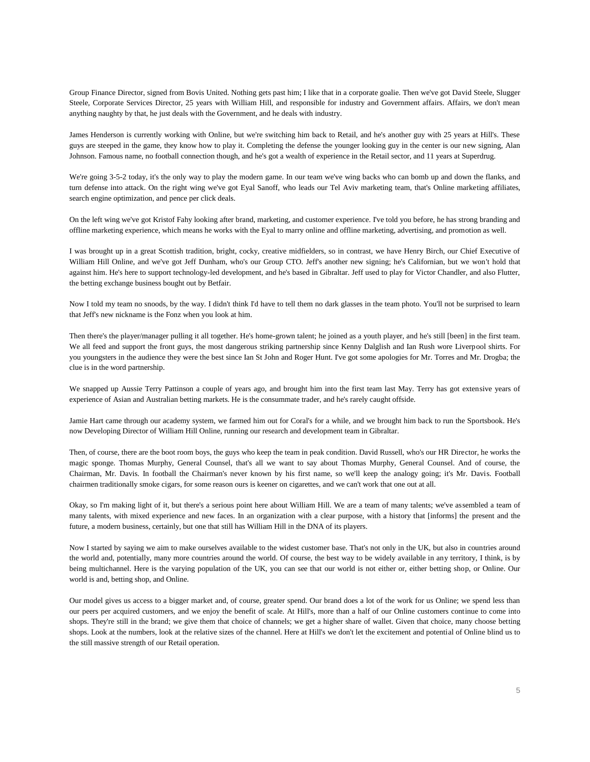Group Finance Director, signed from Bovis United. Nothing gets past him; I like that in a corporate goalie. Then we've got David Steele, Slugger Steele, Corporate Services Director, 25 years with William Hill, and responsible for industry and Government affairs. Affairs, we don't mean anything naughty by that, he just deals with the Government, and he deals with industry.

James Henderson is currently working with Online, but we're switching him back to Retail, and he's another guy with 25 years at Hill's. These guys are steeped in the game, they know how to play it. Completing the defense the younger looking guy in the center is our new signing, Alan Johnson. Famous name, no football connection though, and he's got a wealth of experience in the Retail sector, and 11 years at Superdrug.

We're going 3-5-2 today, it's the only way to play the modern game. In our team we've wing backs who can bomb up and down the flanks, and turn defense into attack. On the right wing we've got Eyal Sanoff, who leads our Tel Aviv marketing team, that's Online marketing affiliates, search engine optimization, and pence per click deals.

On the left wing we've got Kristof Fahy looking after brand, marketing, and customer experience. I've told you before, he has strong branding and offline marketing experience, which means he works with the Eyal to marry online and offline marketing, advertising, and promotion as well.

I was brought up in a great Scottish tradition, bright, cocky, creative midfielders, so in contrast, we have Henry Birch, our Chief Executive of William Hill Online, and we've got Jeff Dunham, who's our Group CTO. Jeff's another new signing; he's Californian, but we won't hold that against him. He's here to support technology-led development, and he's based in Gibraltar. Jeff used to play for Victor Chandler, and also Flutter, the betting exchange business bought out by Betfair.

Now I told my team no snoods, by the way. I didn't think I'd have to tell them no dark glasses in the team photo. You'll not be surprised to learn that Jeff's new nickname is the Fonz when you look at him.

Then there's the player/manager pulling it all together. He's home-grown talent; he joined as a youth player, and he's still [been] in the first team. We all feed and support the front guys, the most dangerous striking partnership since Kenny Dalglish and Ian Rush wore Liverpool shirts. For you youngsters in the audience they were the best since Ian St John and Roger Hunt. I've got some apologies for Mr. Torres and Mr. Drogba; the clue is in the word partnership.

We snapped up Aussie Terry Pattinson a couple of years ago, and brought him into the first team last May. Terry has got extensive years of experience of Asian and Australian betting markets. He is the consummate trader, and he's rarely caught offside.

Jamie Hart came through our academy system, we farmed him out for Coral's for a while, and we brought him back to run the Sportsbook. He's now Developing Director of William Hill Online, running our research and development team in Gibraltar.

Then, of course, there are the boot room boys, the guys who keep the team in peak condition. David Russell, who's our HR Director, he works the magic sponge. Thomas Murphy, General Counsel, that's all we want to say about Thomas Murphy, General Counsel. And of course, the Chairman, Mr. Davis. In football the Chairman's never known by his first name, so we'll keep the analogy going; it's Mr. Davis. Football chairmen traditionally smoke cigars, for some reason ours is keener on cigarettes, and we can't work that one out at all.

Okay, so I'm making light of it, but there's a serious point here about William Hill. We are a team of many talents; we've assembled a team of many talents, with mixed experience and new faces. In an organization with a clear purpose, with a history that [informs] the present and the future, a modern business, certainly, but one that still has William Hill in the DNA of its players.

Now I started by saying we aim to make ourselves available to the widest customer base. That's not only in the UK, but also in countries around the world and, potentially, many more countries around the world. Of course, the best way to be widely available in any territory, I think, is by being multichannel. Here is the varying population of the UK, you can see that our world is not either or, either betting shop, or Online. Our world is and, betting shop, and Online.

Our model gives us access to a bigger market and, of course, greater spend. Our brand does a lot of the work for us Online; we spend less than our peers per acquired customers, and we enjoy the benefit of scale. At Hill's, more than a half of our Online customers continue to come into shops. They're still in the brand; we give them that choice of channels; we get a higher share of wallet. Given that choice, many choose betting shops. Look at the numbers, look at the relative sizes of the channel. Here at Hill's we don't let the excitement and potential of Online blind us to the still massive strength of our Retail operation.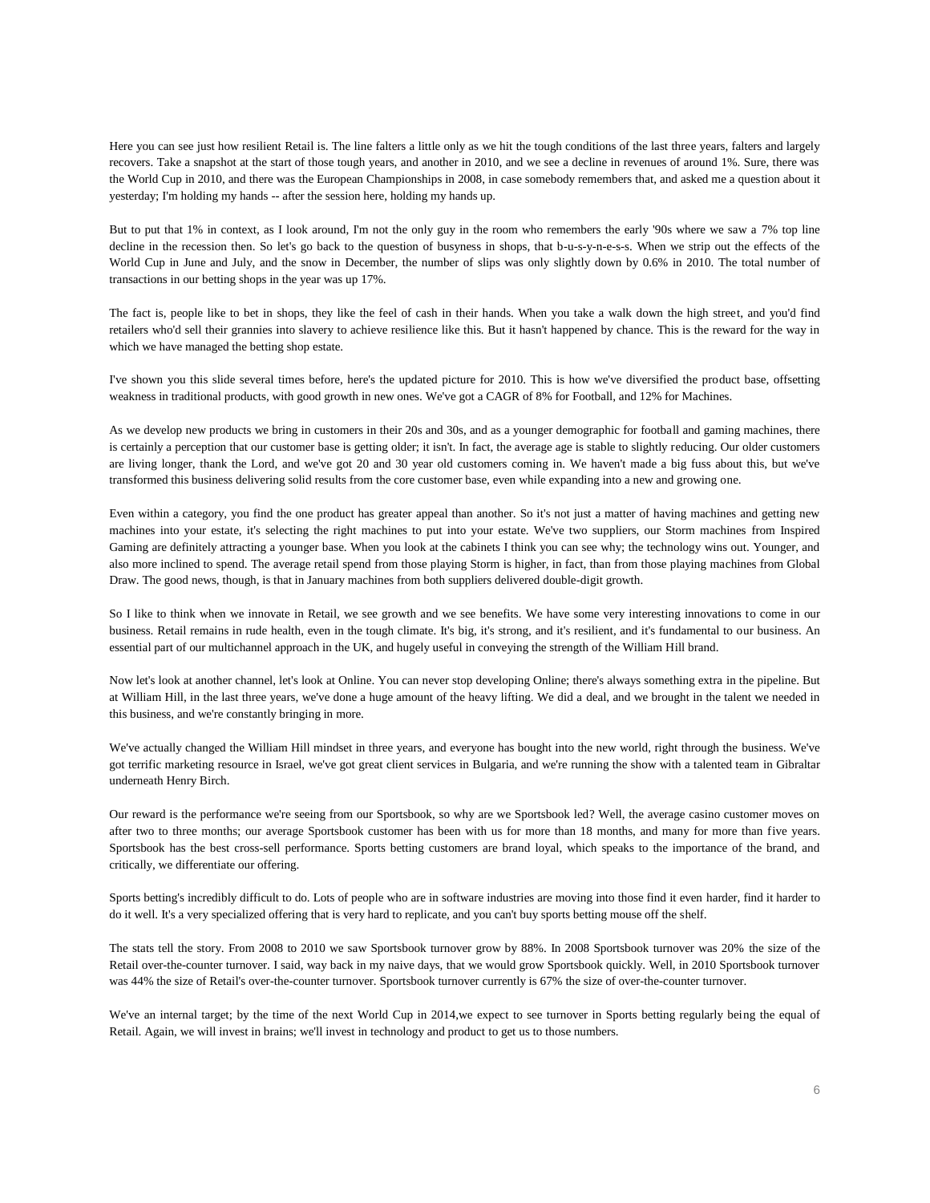Here you can see just how resilient Retail is. The line falters a little only as we hit the tough conditions of the last three years, falters and largely recovers. Take a snapshot at the start of those tough years, and another in 2010, and we see a decline in revenues of around 1%. Sure, there was the World Cup in 2010, and there was the European Championships in 2008, in case somebody remembers that, and asked me a question about it yesterday; I'm holding my hands -- after the session here, holding my hands up.

But to put that 1% in context, as I look around, I'm not the only guy in the room who remembers the early '90s where we saw a 7% top line decline in the recession then. So let's go back to the question of busyness in shops, that b-u-s-y-n-e-s-s. When we strip out the effects of the World Cup in June and July, and the snow in December, the number of slips was only slightly down by 0.6% in 2010. The total number of transactions in our betting shops in the year was up 17%.

The fact is, people like to bet in shops, they like the feel of cash in their hands. When you take a walk down the high street, and you'd find retailers who'd sell their grannies into slavery to achieve resilience like this. But it hasn't happened by chance. This is the reward for the way in which we have managed the betting shop estate.

I've shown you this slide several times before, here's the updated picture for 2010. This is how we've diversified the product base, offsetting weakness in traditional products, with good growth in new ones. We've got a CAGR of 8% for Football, and 12% for Machines.

As we develop new products we bring in customers in their 20s and 30s, and as a younger demographic for football and gaming machines, there is certainly a perception that our customer base is getting older; it isn't. In fact, the average age is stable to slightly reducing. Our older customers are living longer, thank the Lord, and we've got 20 and 30 year old customers coming in. We haven't made a big fuss about this, but we've transformed this business delivering solid results from the core customer base, even while expanding into a new and growing one.

Even within a category, you find the one product has greater appeal than another. So it's not just a matter of having machines and getting new machines into your estate, it's selecting the right machines to put into your estate. We've two suppliers, our Storm machines from Inspired Gaming are definitely attracting a younger base. When you look at the cabinets I think you can see why; the technology wins out. Younger, and also more inclined to spend. The average retail spend from those playing Storm is higher, in fact, than from those playing machines from Global Draw. The good news, though, is that in January machines from both suppliers delivered double-digit growth.

So I like to think when we innovate in Retail, we see growth and we see benefits. We have some very interesting innovations to come in our business. Retail remains in rude health, even in the tough climate. It's big, it's strong, and it's resilient, and it's fundamental to our business. An essential part of our multichannel approach in the UK, and hugely useful in conveying the strength of the William Hill brand.

Now let's look at another channel, let's look at Online. You can never stop developing Online; there's always something extra in the pipeline. But at William Hill, in the last three years, we've done a huge amount of the heavy lifting. We did a deal, and we brought in the talent we needed in this business, and we're constantly bringing in more.

We've actually changed the William Hill mindset in three years, and everyone has bought into the new world, right through the business. We've got terrific marketing resource in Israel, we've got great client services in Bulgaria, and we're running the show with a talented team in Gibraltar underneath Henry Birch.

Our reward is the performance we're seeing from our Sportsbook, so why are we Sportsbook led? Well, the average casino customer moves on after two to three months; our average Sportsbook customer has been with us for more than 18 months, and many for more than five years. Sportsbook has the best cross-sell performance. Sports betting customers are brand loyal, which speaks to the importance of the brand, and critically, we differentiate our offering.

Sports betting's incredibly difficult to do. Lots of people who are in software industries are moving into those find it even harder, find it harder to do it well. It's a very specialized offering that is very hard to replicate, and you can't buy sports betting mouse off the shelf.

The stats tell the story. From 2008 to 2010 we saw Sportsbook turnover grow by 88%. In 2008 Sportsbook turnover was 20% the size of the Retail over-the-counter turnover. I said, way back in my naive days, that we would grow Sportsbook quickly. Well, in 2010 Sportsbook turnover was 44% the size of Retail's over-the-counter turnover. Sportsbook turnover currently is 67% the size of over-the-counter turnover.

We've an internal target; by the time of the next World Cup in 2014,we expect to see turnover in Sports betting regularly being the equal of Retail. Again, we will invest in brains; we'll invest in technology and product to get us to those numbers.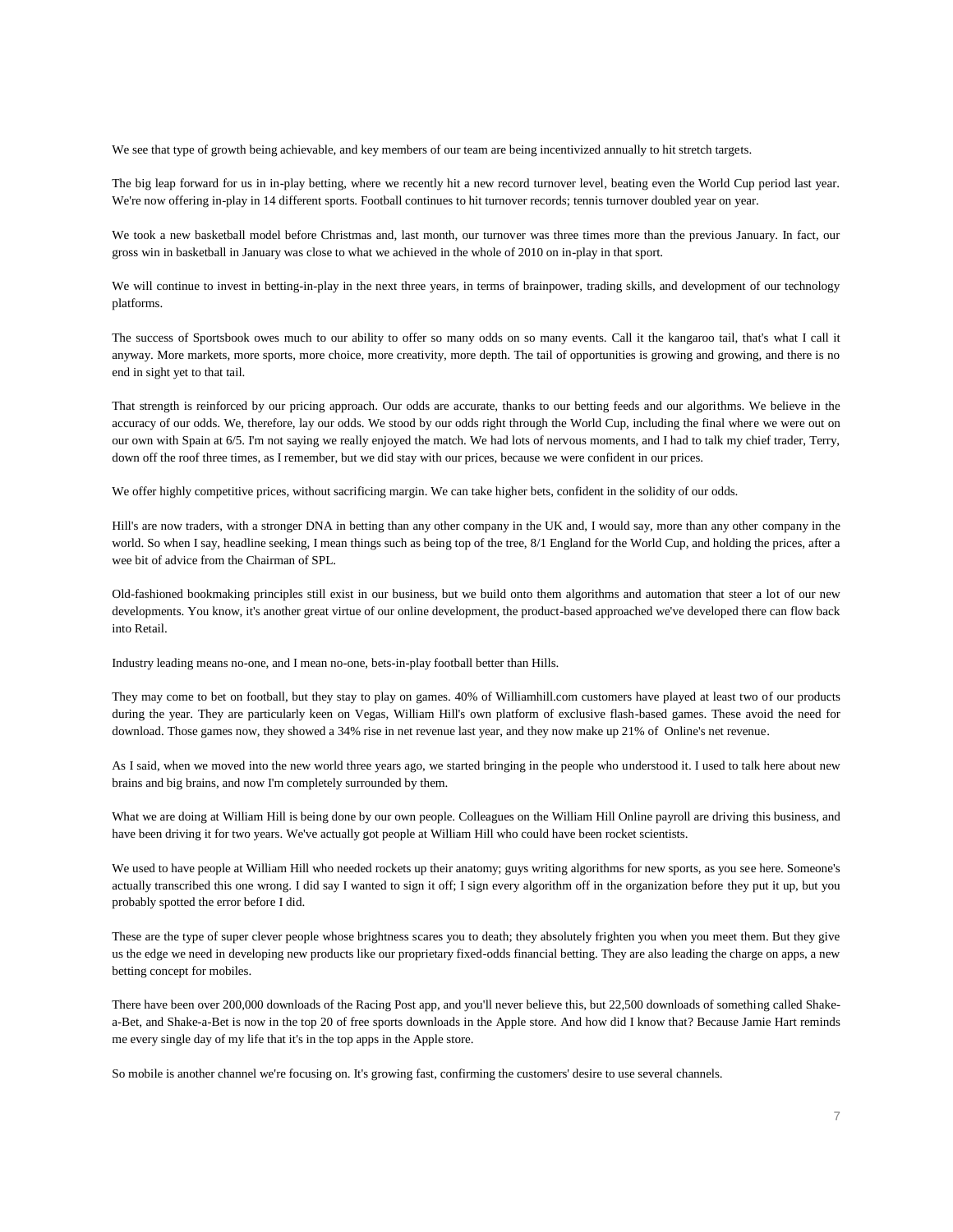We see that type of growth being achievable, and key members of our team are being incentivized annually to hit stretch targets.

The big leap forward for us in in-play betting, where we recently hit a new record turnover level, beating even the World Cup period last year. We're now offering in-play in 14 different sports. Football continues to hit turnover records; tennis turnover doubled year on year.

We took a new basketball model before Christmas and, last month, our turnover was three times more than the previous January. In fact, our gross win in basketball in January was close to what we achieved in the whole of 2010 on in-play in that sport.

We will continue to invest in betting-in-play in the next three years, in terms of brainpower, trading skills, and development of our technology platforms.

The success of Sportsbook owes much to our ability to offer so many odds on so many events. Call it the kangaroo tail, that's what I call it anyway. More markets, more sports, more choice, more creativity, more depth. The tail of opportunities is growing and growing, and there is no end in sight yet to that tail.

That strength is reinforced by our pricing approach. Our odds are accurate, thanks to our betting feeds and our algorithms. We believe in the accuracy of our odds. We, therefore, lay our odds. We stood by our odds right through the World Cup, including the final where we were out on our own with Spain at 6/5. I'm not saying we really enjoyed the match. We had lots of nervous moments, and I had to talk my chief trader, Terry, down off the roof three times, as I remember, but we did stay with our prices, because we were confident in our prices.

We offer highly competitive prices, without sacrificing margin. We can take higher bets, confident in the solidity of our odds.

Hill's are now traders, with a stronger DNA in betting than any other company in the UK and, I would say, more than any other company in the world. So when I say, headline seeking, I mean things such as being top of the tree, 8/1 England for the World Cup, and holding the prices, after a wee bit of advice from the Chairman of SPL.

Old-fashioned bookmaking principles still exist in our business, but we build onto them algorithms and automation that steer a lot of our new developments. You know, it's another great virtue of our online development, the product-based approached we've developed there can flow back into Retail.

Industry leading means no-one, and I mean no-one, bets-in-play football better than Hills.

They may come to bet on football, but they stay to play on games. 40% of Williamhill.com customers have played at least two of our products during the year. They are particularly keen on Vegas, William Hill's own platform of exclusive flash-based games. These avoid the need for download. Those games now, they showed a 34% rise in net revenue last year, and they now make up 21% of Online's net revenue.

As I said, when we moved into the new world three years ago, we started bringing in the people who understood it. I used to talk here about new brains and big brains, and now I'm completely surrounded by them.

What we are doing at William Hill is being done by our own people. Colleagues on the William Hill Online payroll are driving this business, and have been driving it for two years. We've actually got people at William Hill who could have been rocket scientists.

We used to have people at William Hill who needed rockets up their anatomy; guys writing algorithms for new sports, as you see here. Someone's actually transcribed this one wrong. I did say I wanted to sign it off; I sign every algorithm off in the organization before they put it up, but you probably spotted the error before I did.

These are the type of super clever people whose brightness scares you to death; they absolutely frighten you when you meet them. But they give us the edge we need in developing new products like our proprietary fixed-odds financial betting. They are also leading the charge on apps, a new betting concept for mobiles.

There have been over 200,000 downloads of the Racing Post app, and you'll never believe this, but 22,500 downloads of something called Shake-a-Bet, and Shake-a-Bet is now in the top 20 of free sports downloads in the Apple store. And how did I know that? Because Jamie Hart reminds me every single day of my life that it's in the top apps in the Apple store.

So mobile is another channel we're focusing on. It's growing fast, confirming the customers' desire to use several channels.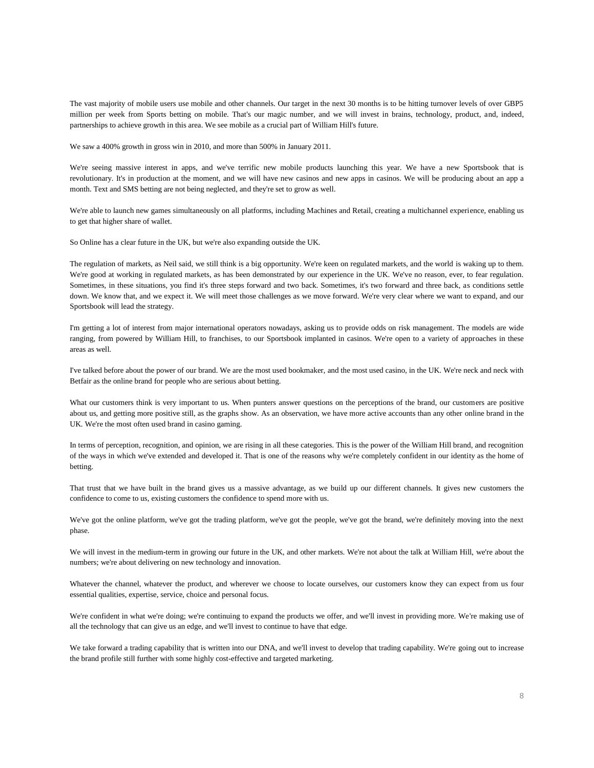The vast majority of mobile users use mobile and other channels. Our target in the next 30 months is to be hitting turnover levels of over GBP5 million per week from Sports betting on mobile. That's our magic number, and we will invest in brains, technology, product, and, indeed, partnerships to achieve growth in this area. We see mobile as a crucial part of William Hill's future.

We saw a 400% growth in gross win in 2010, and more than 500% in January 2011.

We're seeing massive interest in apps, and we've terrific new mobile products launching this year. We have a new Sportsbook that is revolutionary. It's in production at the moment, and we will have new casinos and new apps in casinos. We will be producing about an app a month. Text and SMS betting are not being neglected, and they're set to grow as well.

We're able to launch new games simultaneously on all platforms, including Machines and Retail, creating a multichannel experience, enabling us to get that higher share of wallet.

So Online has a clear future in the UK, but we're also expanding outside the UK.

The regulation of markets, as Neil said, we still think is a big opportunity. We're keen on regulated markets, and the world is waking up to them. We're good at working in regulated markets, as has been demonstrated by our experience in the UK. We've no reason, ever, to fear regulation. Sometimes, in these situations, you find it's three steps forward and two back. Sometimes, it's two forward and three back, as conditions settle down. We know that, and we expect it. We will meet those challenges as we move forward. We're very clear where we want to expand, and our Sportsbook will lead the strategy.

I'm getting a lot of interest from major international operators nowadays, asking us to provide odds on risk management. The models are wide ranging, from powered by William Hill, to franchises, to our Sportsbook implanted in casinos. We're open to a variety of approaches in these areas as well.

I've talked before about the power of our brand. We are the most used bookmaker, and the most used casino, in the UK. We're neck and neck with Betfair as the online brand for people who are serious about betting.

What our customers think is very important to us. When punters answer questions on the perceptions of the brand, our customers are positive about us, and getting more positive still, as the graphs show. As an observation, we have more active accounts than any other online brand in the UK. We're the most often used brand in casino gaming.

In terms of perception, recognition, and opinion, we are rising in all these categories. This is the power of the William Hill brand, and recognition of the ways in which we've extended and developed it. That is one of the reasons why we're completely confident in our identity as the home of betting.

That trust that we have built in the brand gives us a massive advantage, as we build up our different channels. It gives new customers the confidence to come to us, existing customers the confidence to spend more with us.

We've got the online platform, we've got the trading platform, we've got the people, we've got the brand, we're definitely moving into the next phase.

We will invest in the medium-term in growing our future in the UK, and other markets. We're not about the talk at William Hill, we're about the numbers; we're about delivering on new technology and innovation.

Whatever the channel, whatever the product, and wherever we choose to locate ourselves, our customers know they can expect from us four essential qualities, expertise, service, choice and personal focus.

We're confident in what we're doing; we're continuing to expand the products we offer, and we'll invest in providing more. We're making use of all the technology that can give us an edge, and we'll invest to continue to have that edge.

We take forward a trading capability that is written into our DNA, and we'll invest to develop that trading capability. We're going out to increase the brand profile still further with some highly cost-effective and targeted marketing.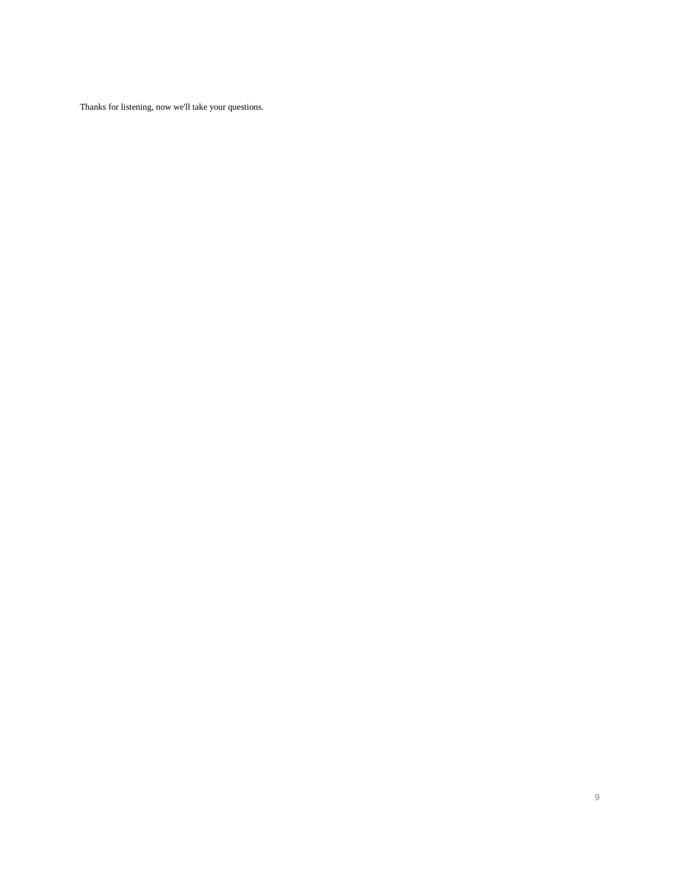Thanks for listening, now we'll take your questions.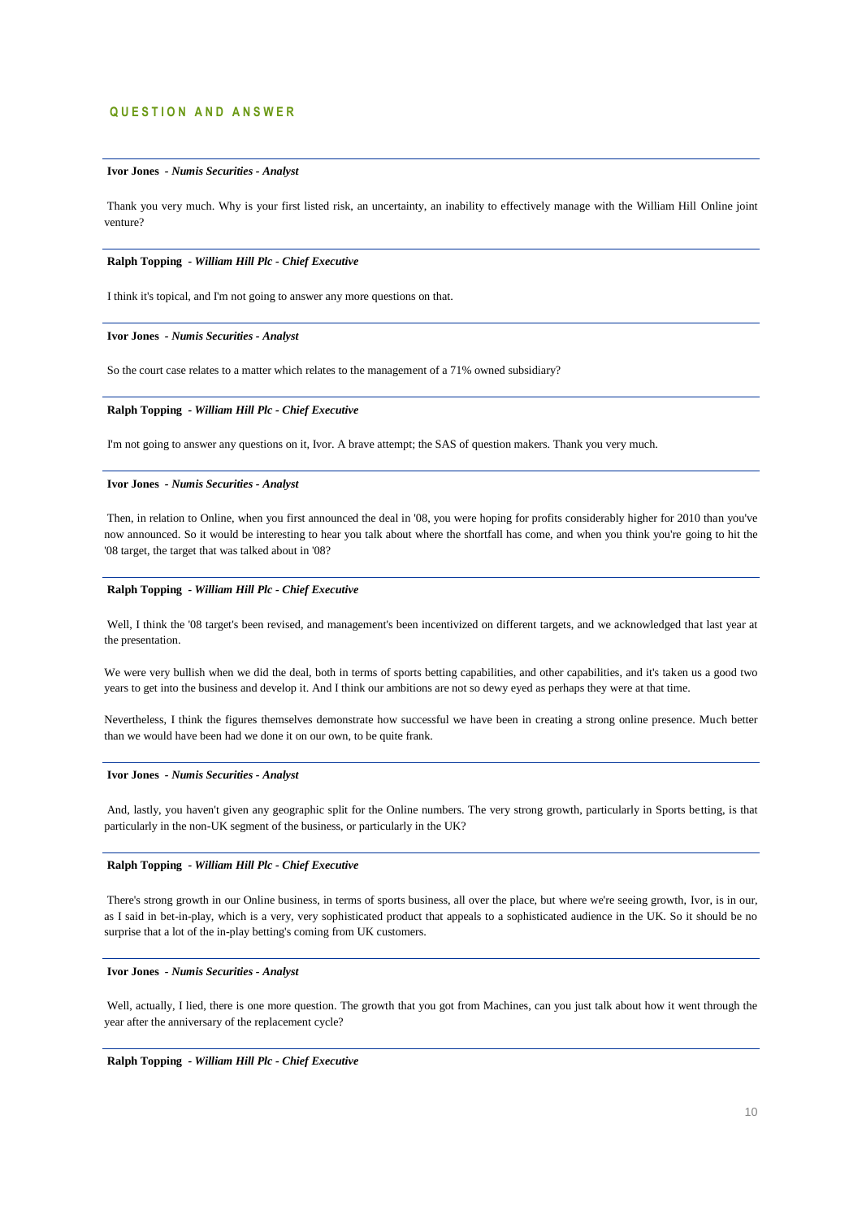## QUESTION AND ANSWER

---

**Ivor Jones** - ***Numis Securities - Analyst***

Thank you very much. Why is your first listed risk, an uncertainty, an inability to effectively manage with the William Hill Online joint venture?

---

**Ralph Topping** - ***William Hill Plc - Chief Executive***

I think it's topical, and I'm not going to answer any more questions on that.

---

**Ivor Jones** - ***Numis Securities - Analyst***

So the court case relates to a matter which relates to the management of a 71% owned subsidiary?

---

**Ralph Topping** - ***William Hill Plc - Chief Executive***

I'm not going to answer any questions on it, Ivor. A brave attempt; the SAS of question makers. Thank you very much.

---

**Ivor Jones** - ***Numis Securities - Analyst***

Then, in relation to Online, when you first announced the deal in '08, you were hoping for profits considerably higher for 2010 than you've now announced. So it would be interesting to hear you talk about where the shortfall has come, and when you think you're going to hit the '08 target, the target that was talked about in '08?

---

**Ralph Topping** - ***William Hill Plc - Chief Executive***

Well, I think the '08 target's been revised, and management's been incentivized on different targets, and we acknowledged that last year at the presentation.

We were very bullish when we did the deal, both in terms of sports betting capabilities, and other capabilities, and it's taken us a good two years to get into the business and develop it. And I think our ambitions are not so dewy eyed as perhaps they were at that time.

Nevertheless, I think the figures themselves demonstrate how successful we have been in creating a strong online presence. Much better than we would have been had we done it on our own, to be quite frank.

---

**Ivor Jones** - ***Numis Securities - Analyst***

And, lastly, you haven't given any geographic split for the Online numbers. The very strong growth, particularly in Sports betting, is that particularly in the non-UK segment of the business, or particularly in the UK?

---

**Ralph Topping** - ***William Hill Plc - Chief Executive***

There's strong growth in our Online business, in terms of sports business, all over the place, but where we're seeing growth, Ivor, is in our, as I said in bet-in-play, which is a very, very sophisticated product that appeals to a sophisticated audience in the UK. So it should be no surprise that a lot of the in-play betting's coming from UK customers.

---

**Ivor Jones** - ***Numis Securities - Analyst***

Well, actually, I lied, there is one more question. The growth that you got from Machines, can you just talk about how it went through the year after the anniversary of the replacement cycle?

---

**Ralph Topping** - ***William Hill Plc - Chief Executive***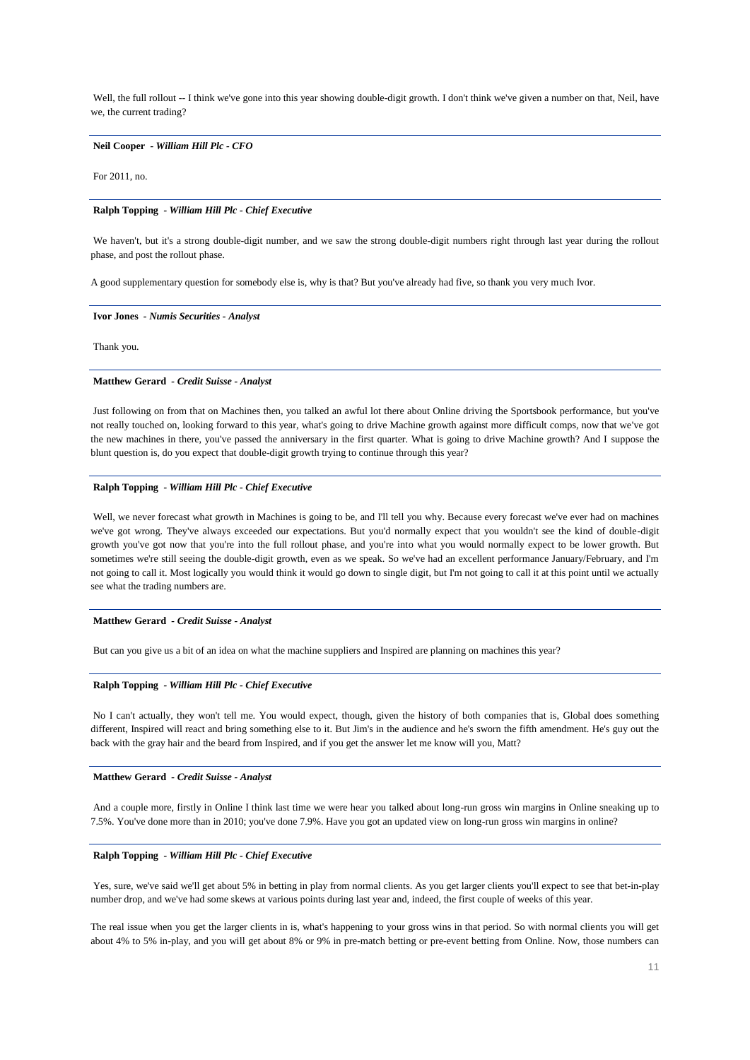Well, the full rollout -- I think we've gone into this year showing double-digit growth. I don't think we've given a number on that, Neil, have we, the current trading?

---

**Neil Cooper** *- William Hill Plc - CFO*

For 2011, no.

---

**Ralph Topping** *- William Hill Plc - Chief Executive*

We haven't, but it's a strong double-digit number, and we saw the strong double-digit numbers right through last year during the rollout phase, and post the rollout phase.

A good supplementary question for somebody else is, why is that? But you've already had five, so thank you very much Ivor.

---

**Ivor Jones** *- Numis Securities - Analyst*

Thank you.

---

**Matthew Gerard** *- Credit Suisse - Analyst*

Just following on from that on Machines then, you talked an awful lot there about Online driving the Sportsbook performance, but you've not really touched on, looking forward to this year, what's going to drive Machine growth against more difficult comps, now that we've got the new machines in there, you've passed the anniversary in the first quarter. What is going to drive Machine growth? And I suppose the blunt question is, do you expect that double-digit growth trying to continue through this year?

---

**Ralph Topping** *- William Hill Plc - Chief Executive*

Well, we never forecast what growth in Machines is going to be, and I'll tell you why. Because every forecast we've ever had on machines we've got wrong. They've always exceeded our expectations. But you'd normally expect that you wouldn't see the kind of double-digit growth you've got now that you're into the full rollout phase, and you're into what you would normally expect to be lower growth. But sometimes we're still seeing the double-digit growth, even as we speak. So we've had an excellent performance January/February, and I'm not going to call it. Most logically you would think it would go down to single digit, but I'm not going to call it at this point until we actually see what the trading numbers are.

---

**Matthew Gerard** *- Credit Suisse - Analyst*

But can you give us a bit of an idea on what the machine suppliers and Inspired are planning on machines this year?

---

**Ralph Topping** *- William Hill Plc - Chief Executive*

No I can't actually, they won't tell me. You would expect, though, given the history of both companies that is, Global does something different, Inspired will react and bring something else to it. But Jim's in the audience and he's sworn the fifth amendment. He's guy out the back with the gray hair and the beard from Inspired, and if you get the answer let me know will you, Matt?

---

**Matthew Gerard** *- Credit Suisse - Analyst*

And a couple more, firstly in Online I think last time we were hear you talked about long-run gross win margins in Online sneaking up to 7.5%. You've done more than in 2010; you've done 7.9%. Have you got an updated view on long-run gross win margins in online?

---

**Ralph Topping** *- William Hill Plc - Chief Executive*

Yes, sure, we've said we'll get about 5% in betting in play from normal clients. As you get larger clients you'll expect to see that bet-in-play number drop, and we've had some skews at various points during last year and, indeed, the first couple of weeks of this year.

The real issue when you get the larger clients in is, what's happening to your gross wins in that period. So with normal clients you will get about 4% to 5% in-play, and you will get about 8% or 9% in pre-match betting or pre-event betting from Online. Now, those numbers can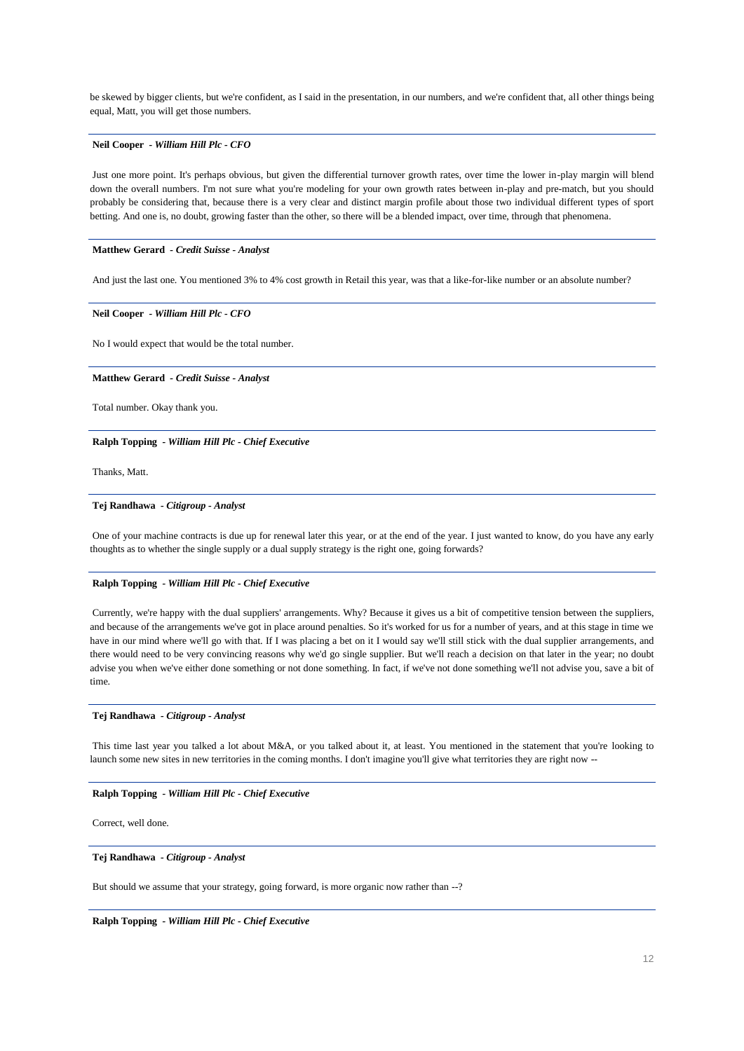be skewed by bigger clients, but we're confident, as I said in the presentation, in our numbers, and we're confident that, all other things being equal, Matt, you will get those numbers.

---

**Neil Cooper** *- William Hill Plc - CFO*

Just one more point. It's perhaps obvious, but given the differential turnover growth rates, over time the lower in-play margin will blend down the overall numbers. I'm not sure what you're modeling for your own growth rates between in-play and pre-match, but you should probably be considering that, because there is a very clear and distinct margin profile about those two individual different types of sport betting. And one is, no doubt, growing faster than the other, so there will be a blended impact, over time, through that phenomena.

---

**Matthew Gerard** *- Credit Suisse - Analyst*

And just the last one. You mentioned 3% to 4% cost growth in Retail this year, was that a like-for-like number or an absolute number?

---

**Neil Cooper** *- William Hill Plc - CFO*

No I would expect that would be the total number.

---

**Matthew Gerard** *- Credit Suisse - Analyst*

Total number. Okay thank you.

---

**Ralph Topping** *- William Hill Plc - Chief Executive*

Thanks, Matt.

---

**Tej Randhawa** *- Citigroup - Analyst*

One of your machine contracts is due up for renewal later this year, or at the end of the year. I just wanted to know, do you have any early thoughts as to whether the single supply or a dual supply strategy is the right one, going forwards?

---

**Ralph Topping** *- William Hill Plc - Chief Executive*

Currently, we're happy with the dual suppliers' arrangements. Why? Because it gives us a bit of competitive tension between the suppliers, and because of the arrangements we've got in place around penalties. So it's worked for us for a number of years, and at this stage in time we have in our mind where we'll go with that. If I was placing a bet on it I would say we'll still stick with the dual supplier arrangements, and there would need to be very convincing reasons why we'd go single supplier. But we'll reach a decision on that later in the year; no doubt advise you when we've either done something or not done something. In fact, if we've not done something we'll not advise you, save a bit of time.

---

**Tej Randhawa** *- Citigroup - Analyst*

This time last year you talked a lot about M&A, or you talked about it, at least. You mentioned in the statement that you're looking to launch some new sites in new territories in the coming months. I don't imagine you'll give what territories they are right now --

---

**Ralph Topping** *- William Hill Plc - Chief Executive*

Correct, well done.

---

**Tej Randhawa** *- Citigroup - Analyst*

But should we assume that your strategy, going forward, is more organic now rather than --?

---

**Ralph Topping** *- William Hill Plc - Chief Executive*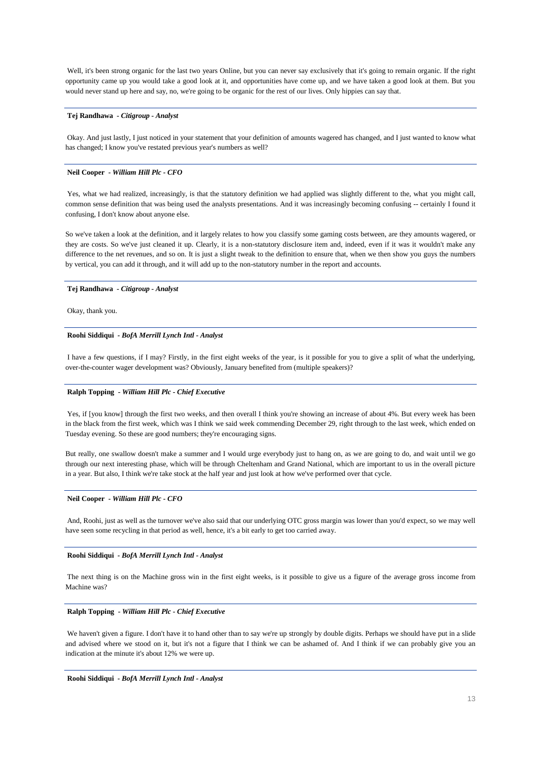Well, it's been strong organic for the last two years Online, but you can never say exclusively that it's going to remain organic. If the right opportunity came up you would take a good look at it, and opportunities have come up, and we have taken a good look at them. But you would never stand up here and say, no, we're going to be organic for the rest of our lives. Only hippies can say that.

---

**Tej Randhawa** - ***Citigroup - Analyst***

Okay. And just lastly, I just noticed in your statement that your definition of amounts wagered has changed, and I just wanted to know what has changed; I know you've restated previous year's numbers as well?

---

**Neil Cooper** - ***William Hill Plc - CFO***

Yes, what we had realized, increasingly, is that the statutory definition we had applied was slightly different to the, what you might call, common sense definition that was being used the analysts presentations. And it was increasingly becoming confusing -- certainly I found it confusing, I don't know about anyone else.

So we've taken a look at the definition, and it largely relates to how you classify some gaming costs between, are they amounts wagered, or they are costs. So we've just cleaned it up. Clearly, it is a non-statutory disclosure item and, indeed, even if it was it wouldn't make any difference to the net revenues, and so on. It is just a slight tweak to the definition to ensure that, when we then show you guys the numbers by vertical, you can add it through, and it will add up to the non-statutory number in the report and accounts.

---

**Tej Randhawa** - ***Citigroup - Analyst***

Okay, thank you.

---

**Roohi Siddiqui** - ***BofA Merrill Lynch Intl - Analyst***

I have a few questions, if I may? Firstly, in the first eight weeks of the year, is it possible for you to give a split of what the underlying, over-the-counter wager development was? Obviously, January benefited from (multiple speakers)?

---

**Ralph Topping** - ***William Hill Plc - Chief Executive***

Yes, if [you know] through the first two weeks, and then overall I think you're showing an increase of about 4%. But every week has been in the black from the first week, which was I think we said week commending December 29, right through to the last week, which ended on Tuesday evening. So these are good numbers; they're encouraging signs.

But really, one swallow doesn't make a summer and I would urge everybody just to hang on, as we are going to do, and wait until we go through our next interesting phase, which will be through Cheltenham and Grand National, which are important to us in the overall picture in a year. But also, I think we're take stock at the half year and just look at how we've performed over that cycle.

---

**Neil Cooper** - ***William Hill Plc - CFO***

And, Roohi, just as well as the turnover we've also said that our underlying OTC gross margin was lower than you'd expect, so we may well have seen some recycling in that period as well, hence, it's a bit early to get too carried away.

---

**Roohi Siddiqui** - ***BofA Merrill Lynch Intl - Analyst***

The next thing is on the Machine gross win in the first eight weeks, is it possible to give us a figure of the average gross income from Machine was?

---

**Ralph Topping** - ***William Hill Plc - Chief Executive***

We haven't given a figure. I don't have it to hand other than to say we're up strongly by double digits. Perhaps we should have put in a slide and advised where we stood on it, but it's not a figure that I think we can be ashamed of. And I think if we can probably give you an indication at the minute it's about 12% we were up.

---

**Roohi Siddiqui** - ***BofA Merrill Lynch Intl - Analyst***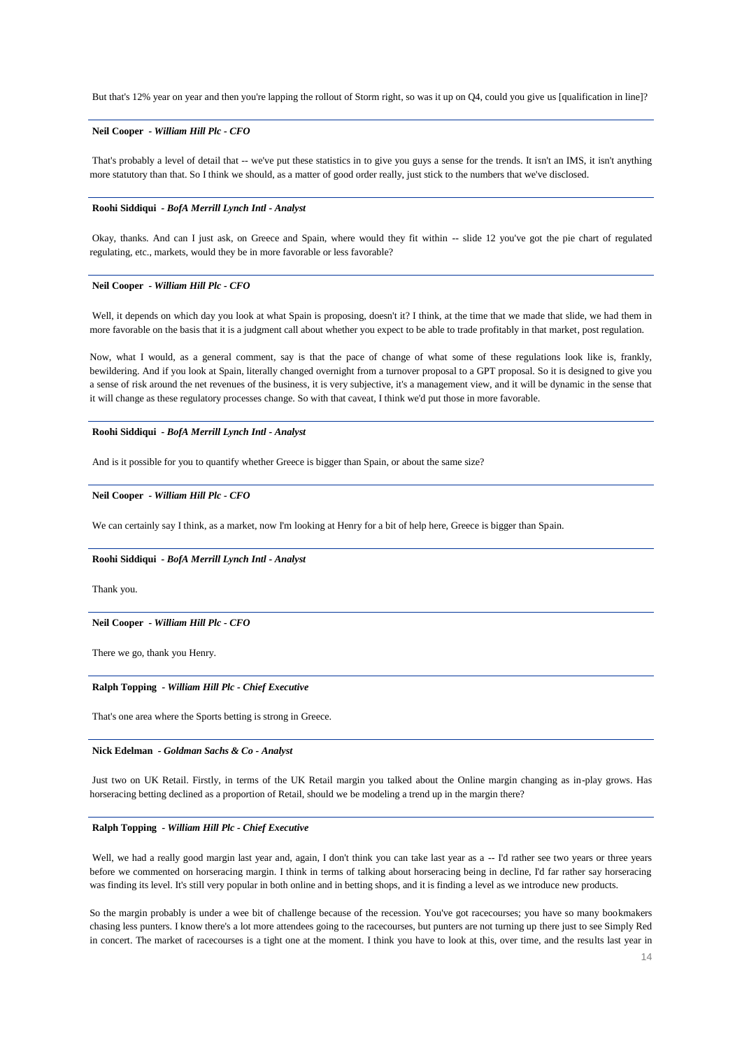But that's 12% year on year and then you're lapping the rollout of Storm right, so was it up on Q4, could you give us [qualification in line]?

---

**Neil Cooper** - *William Hill Plc - CFO*

That's probably a level of detail that -- we've put these statistics in to give you guys a sense for the trends. It isn't an IMS, it isn't anything more statutory than that. So I think we should, as a matter of good order really, just stick to the numbers that we've disclosed.

---

**Roohi Siddiqui** - *BofA Merrill Lynch Intl - Analyst*

Okay, thanks. And can I just ask, on Greece and Spain, where would they fit within -- slide 12 you've got the pie chart of regulated regulating, etc., markets, would they be in more favorable or less favorable?

---

**Neil Cooper** - *William Hill Plc - CFO*

Well, it depends on which day you look at what Spain is proposing, doesn't it? I think, at the time that we made that slide, we had them in more favorable on the basis that it is a judgment call about whether you expect to be able to trade profitably in that market, post regulation.

Now, what I would, as a general comment, say is that the pace of change of what some of these regulations look like is, frankly, bewildering. And if you look at Spain, literally changed overnight from a turnover proposal to a GPT proposal. So it is designed to give you a sense of risk around the net revenues of the business, it is very subjective, it's a management view, and it will be dynamic in the sense that it will change as these regulatory processes change. So with that caveat, I think we'd put those in more favorable.

---

**Roohi Siddiqui** - *BofA Merrill Lynch Intl - Analyst*

And is it possible for you to quantify whether Greece is bigger than Spain, or about the same size?

---

**Neil Cooper** - *William Hill Plc - CFO*

We can certainly say I think, as a market, now I'm looking at Henry for a bit of help here, Greece is bigger than Spain.

---

**Roohi Siddiqui** - *BofA Merrill Lynch Intl - Analyst*

Thank you.

---

**Neil Cooper** - *William Hill Plc - CFO*

There we go, thank you Henry.

---

**Ralph Topping** - *William Hill Plc - Chief Executive*

That's one area where the Sports betting is strong in Greece.

---

**Nick Edelman** - *Goldman Sachs & Co - Analyst*

Just two on UK Retail. Firstly, in terms of the UK Retail margin you talked about the Online margin changing as in-play grows. Has horseracing betting declined as a proportion of Retail, should we be modeling a trend up in the margin there?

---

**Ralph Topping** - *William Hill Plc - Chief Executive*

Well, we had a really good margin last year and, again, I don't think you can take last year as a -- I'd rather see two years or three years before we commented on horseracing margin. I think in terms of talking about horseracing being in decline, I'd far rather say horseracing was finding its level. It's still very popular in both online and in betting shops, and it is finding a level as we introduce new products.

So the margin probably is under a wee bit of challenge because of the recession. You've got racecourses; you have so many bookmakers chasing less punters. I know there's a lot more attendees going to the racecourses, but punters are not turning up there just to see Simply Red in concert. The market of racecourses is a tight one at the moment. I think you have to look at this, over time, and the results last year in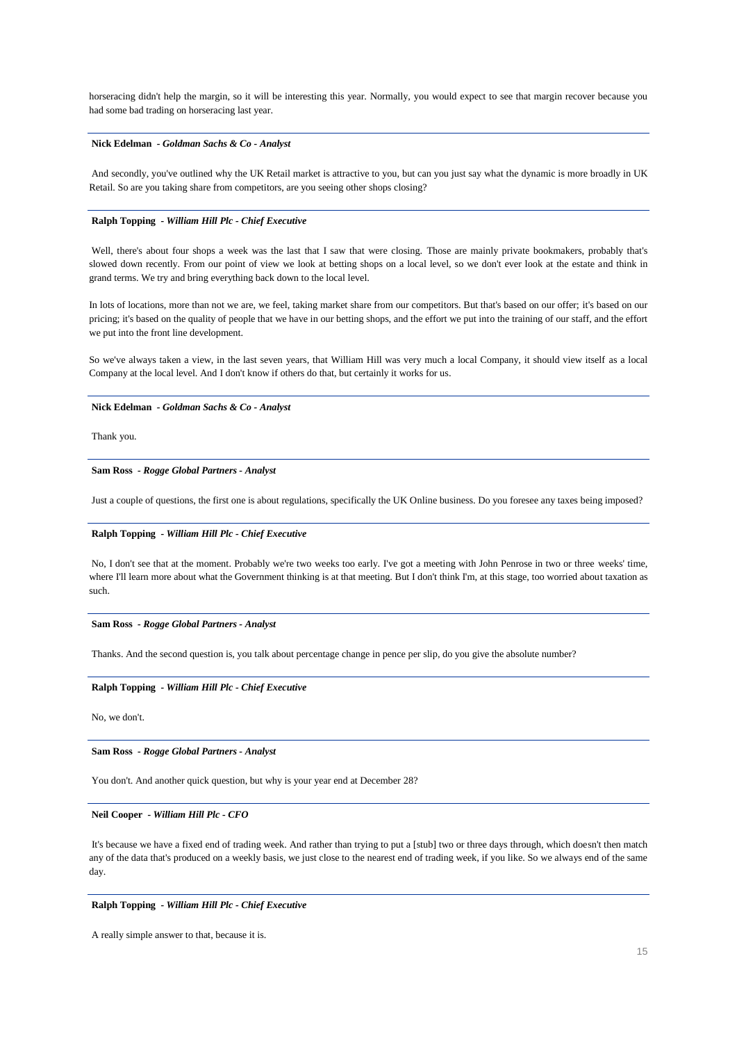horseracing didn't help the margin, so it will be interesting this year. Normally, you would expect to see that margin recover because you had some bad trading on horseracing last year.

---

**Nick Edelman** - ***Goldman Sachs & Co - Analyst***

And secondly, you've outlined why the UK Retail market is attractive to you, but can you just say what the dynamic is more broadly in UK Retail. So are you taking share from competitors, are you seeing other shops closing?

---

**Ralph Topping** - ***William Hill Plc - Chief Executive***

Well, there's about four shops a week was the last that I saw that were closing. Those are mainly private bookmakers, probably that's slowed down recently. From our point of view we look at betting shops on a local level, so we don't ever look at the estate and think in grand terms. We try and bring everything back down to the local level.

In lots of locations, more than not we are, we feel, taking market share from our competitors. But that's based on our offer; it's based on our pricing; it's based on the quality of people that we have in our betting shops, and the effort we put into the training of our staff, and the effort we put into the front line development.

So we've always taken a view, in the last seven years, that William Hill was very much a local Company, it should view itself as a local Company at the local level. And I don't know if others do that, but certainly it works for us.

---

**Nick Edelman** - ***Goldman Sachs & Co - Analyst***

Thank you.

---

**Sam Ross** - ***Rogge Global Partners - Analyst***

Just a couple of questions, the first one is about regulations, specifically the UK Online business. Do you foresee any taxes being imposed?

---

**Ralph Topping** - ***William Hill Plc - Chief Executive***

No, I don't see that at the moment. Probably we're two weeks too early. I've got a meeting with John Penrose in two or three weeks' time, where I'll learn more about what the Government thinking is at that meeting. But I don't think I'm, at this stage, too worried about taxation as such.

---

**Sam Ross** - ***Rogge Global Partners - Analyst***

Thanks. And the second question is, you talk about percentage change in pence per slip, do you give the absolute number?

---

**Ralph Topping** - ***William Hill Plc - Chief Executive***

No, we don't.

---

**Sam Ross** - ***Rogge Global Partners - Analyst***

You don't. And another quick question, but why is your year end at December 28?

---

**Neil Cooper** - ***William Hill Plc - CFO***

It's because we have a fixed end of trading week. And rather than trying to put a [stub] two or three days through, which doesn't then match any of the data that's produced on a weekly basis, we just close to the nearest end of trading week, if you like. So we always end of the same day.

---

**Ralph Topping** - ***William Hill Plc - Chief Executive***

A really simple answer to that, because it is.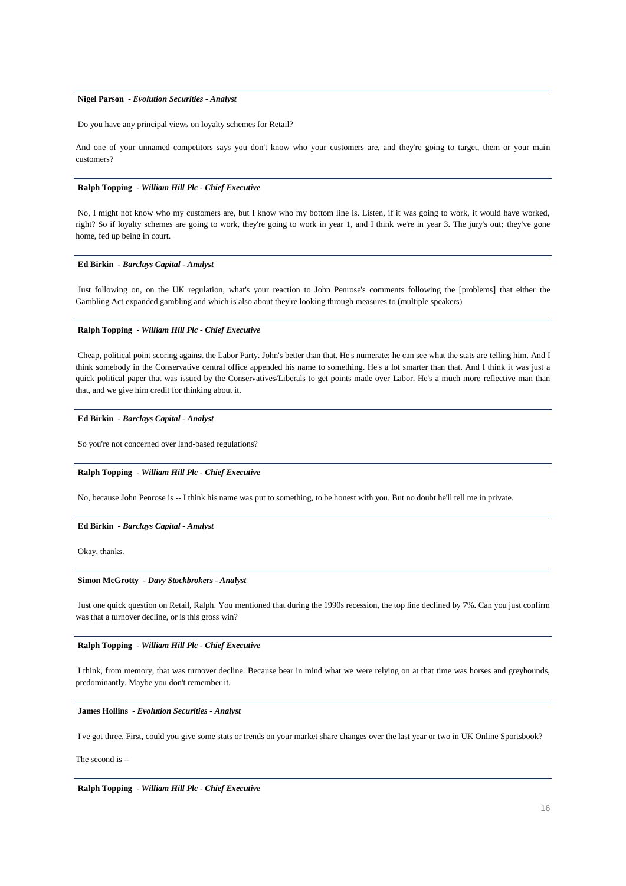**Nigel Parson** - ***Evolution Securities - Analyst***

Do you have any principal views on loyalty schemes for Retail?

And one of your unnamed competitors says you don't know who your customers are, and they're going to target, them or your main customers?

---

**Ralph Topping** - ***William Hill Plc - Chief Executive***

No, I might not know who my customers are, but I know who my bottom line is. Listen, if it was going to work, it would have worked, right? So if loyalty schemes are going to work, they're going to work in year 1, and I think we're in year 3. The jury's out; they've gone home, fed up being in court.

---

**Ed Birkin** - ***Barclays Capital - Analyst***

Just following on, on the UK regulation, what's your reaction to John Penrose's comments following the [problems] that either the Gambling Act expanded gambling and which is also about they're looking through measures to (multiple speakers)

---

**Ralph Topping** - ***William Hill Plc - Chief Executive***

Cheap, political point scoring against the Labor Party. John's better than that. He's numerate; he can see what the stats are telling him. And I think somebody in the Conservative central office appended his name to something. He's a lot smarter than that. And I think it was just a quick political paper that was issued by the Conservatives/Liberals to get points made over Labor. He's a much more reflective man than that, and we give him credit for thinking about it.

---

**Ed Birkin** - ***Barclays Capital - Analyst***

So you're not concerned over land-based regulations?

---

**Ralph Topping** - ***William Hill Plc - Chief Executive***

No, because John Penrose is -- I think his name was put to something, to be honest with you. But no doubt he'll tell me in private.

---

**Ed Birkin** - ***Barclays Capital - Analyst***

Okay, thanks.

---

**Simon McGrotty** - ***Davy Stockbrokers - Analyst***

Just one quick question on Retail, Ralph. You mentioned that during the 1990s recession, the top line declined by 7%. Can you just confirm was that a turnover decline, or is this gross win?

---

**Ralph Topping** - ***William Hill Plc - Chief Executive***

I think, from memory, that was turnover decline. Because bear in mind what we were relying on at that time was horses and greyhounds, predominantly. Maybe you don't remember it.

---

**James Hollins** - ***Evolution Securities - Analyst***

I've got three. First, could you give some stats or trends on your market share changes over the last year or two in UK Online Sportsbook?

The second is --

---

**Ralph Topping** - ***William Hill Plc - Chief Executive***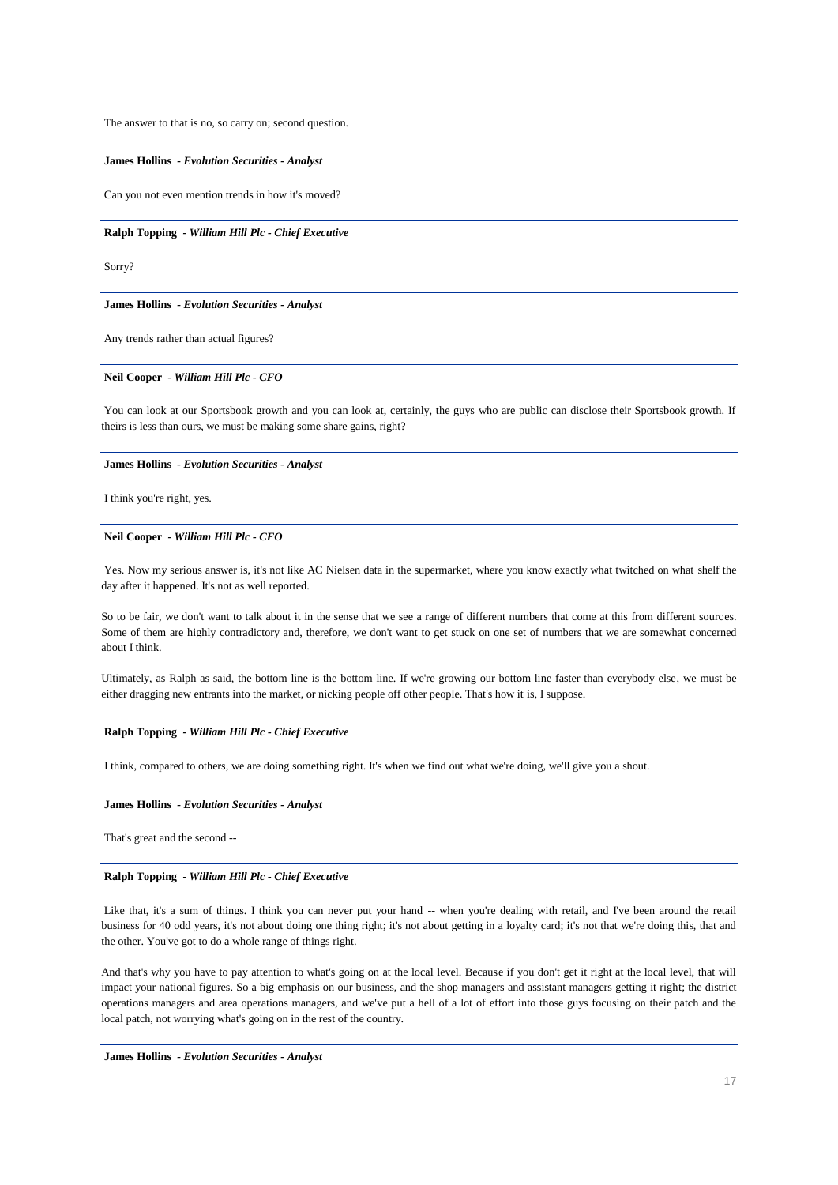The answer to that is no, so carry on; second question.

---

**James Hollins** *- Evolution Securities - Analyst*

Can you not even mention trends in how it's moved?

---

**Ralph Topping** *- William Hill Plc - Chief Executive*

Sorry?

---

**James Hollins** *- Evolution Securities - Analyst*

Any trends rather than actual figures?

---

**Neil Cooper** *- William Hill Plc - CFO*

You can look at our Sportsbook growth and you can look at, certainly, the guys who are public can disclose their Sportsbook growth. If theirs is less than ours, we must be making some share gains, right?

---

**James Hollins** *- Evolution Securities - Analyst*

I think you're right, yes.

---

**Neil Cooper** *- William Hill Plc - CFO*

Yes. Now my serious answer is, it's not like AC Nielsen data in the supermarket, where you know exactly what twitched on what shelf the day after it happened. It's not as well reported.

So to be fair, we don't want to talk about it in the sense that we see a range of different numbers that come at this from different sources. Some of them are highly contradictory and, therefore, we don't want to get stuck on one set of numbers that we are somewhat concerned about I think.

Ultimately, as Ralph as said, the bottom line is the bottom line. If we're growing our bottom line faster than everybody else, we must be either dragging new entrants into the market, or nicking people off other people. That's how it is, I suppose.

---

**Ralph Topping** *- William Hill Plc - Chief Executive*

I think, compared to others, we are doing something right. It's when we find out what we're doing, we'll give you a shout.

---

**James Hollins** *- Evolution Securities - Analyst*

That's great and the second --

---

**Ralph Topping** *- William Hill Plc - Chief Executive*

Like that, it's a sum of things. I think you can never put your hand -- when you're dealing with retail, and I've been around the retail business for 40 odd years, it's not about doing one thing right; it's not about getting in a loyalty card; it's not that we're doing this, that and the other. You've got to do a whole range of things right.

And that's why you have to pay attention to what's going on at the local level. Because if you don't get it right at the local level, that will impact your national figures. So a big emphasis on our business, and the shop managers and assistant managers getting it right; the district operations managers and area operations managers, and we've put a hell of a lot of effort into those guys focusing on their patch and the local patch, not worrying what's going on in the rest of the country.

---

**James Hollins** *- Evolution Securities - Analyst*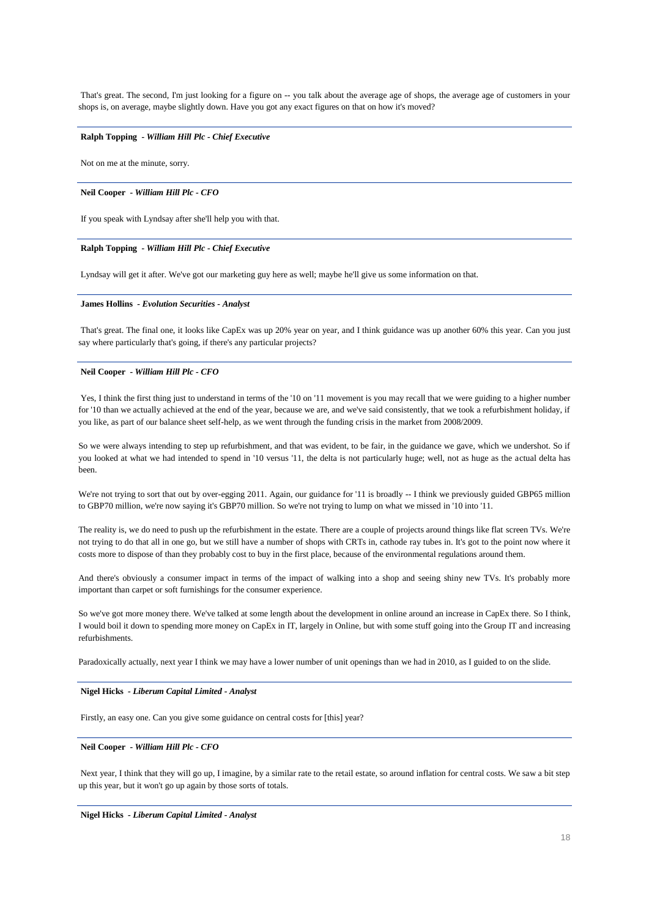That's great. The second, I'm just looking for a figure on -- you talk about the average age of shops, the average age of customers in your shops is, on average, maybe slightly down. Have you got any exact figures on that on how it's moved?

---

**Ralph Topping** - ***William Hill Plc - Chief Executive***

Not on me at the minute, sorry.

---

**Neil Cooper** - ***William Hill Plc - CFO***

If you speak with Lyndsay after she'll help you with that.

---

**Ralph Topping** - ***William Hill Plc - Chief Executive***

Lyndsay will get it after. We've got our marketing guy here as well; maybe he'll give us some information on that.

---

**James Hollins** - ***Evolution Securities - Analyst***

That's great. The final one, it looks like CapEx was up 20% year on year, and I think guidance was up another 60% this year. Can you just say where particularly that's going, if there's any particular projects?

---

**Neil Cooper** - ***William Hill Plc - CFO***

Yes, I think the first thing just to understand in terms of the '10 on '11 movement is you may recall that we were guiding to a higher number for '10 than we actually achieved at the end of the year, because we are, and we've said consistently, that we took a refurbishment holiday, if you like, as part of our balance sheet self-help, as we went through the funding crisis in the market from 2008/2009.

So we were always intending to step up refurbishment, and that was evident, to be fair, in the guidance we gave, which we undershot. So if you looked at what we had intended to spend in '10 versus '11, the delta is not particularly huge; well, not as huge as the actual delta has been.

We're not trying to sort that out by over-egging 2011. Again, our guidance for '11 is broadly -- I think we previously guided GBP65 million to GBP70 million, we're now saying it's GBP70 million. So we're not trying to lump on what we missed in '10 into '11.

The reality is, we do need to push up the refurbishment in the estate. There are a couple of projects around things like flat screen TVs. We're not trying to do that all in one go, but we still have a number of shops with CRTs in, cathode ray tubes in. It's got to the point now where it costs more to dispose of than they probably cost to buy in the first place, because of the environmental regulations around them.

And there's obviously a consumer impact in terms of the impact of walking into a shop and seeing shiny new TVs. It's probably more important than carpet or soft furnishings for the consumer experience.

So we've got more money there. We've talked at some length about the development in online around an increase in CapEx there. So I think, I would boil it down to spending more money on CapEx in IT, largely in Online, but with some stuff going into the Group IT and increasing refurbishments.

Paradoxically actually, next year I think we may have a lower number of unit openings than we had in 2010, as I guided to on the slide.

---

**Nigel Hicks** - ***Liberum Capital Limited - Analyst***

Firstly, an easy one. Can you give some guidance on central costs for [this] year?

---

**Neil Cooper** - ***William Hill Plc - CFO***

Next year, I think that they will go up, I imagine, by a similar rate to the retail estate, so around inflation for central costs. We saw a bit step up this year, but it won't go up again by those sorts of totals.

---

**Nigel Hicks** - ***Liberum Capital Limited - Analyst***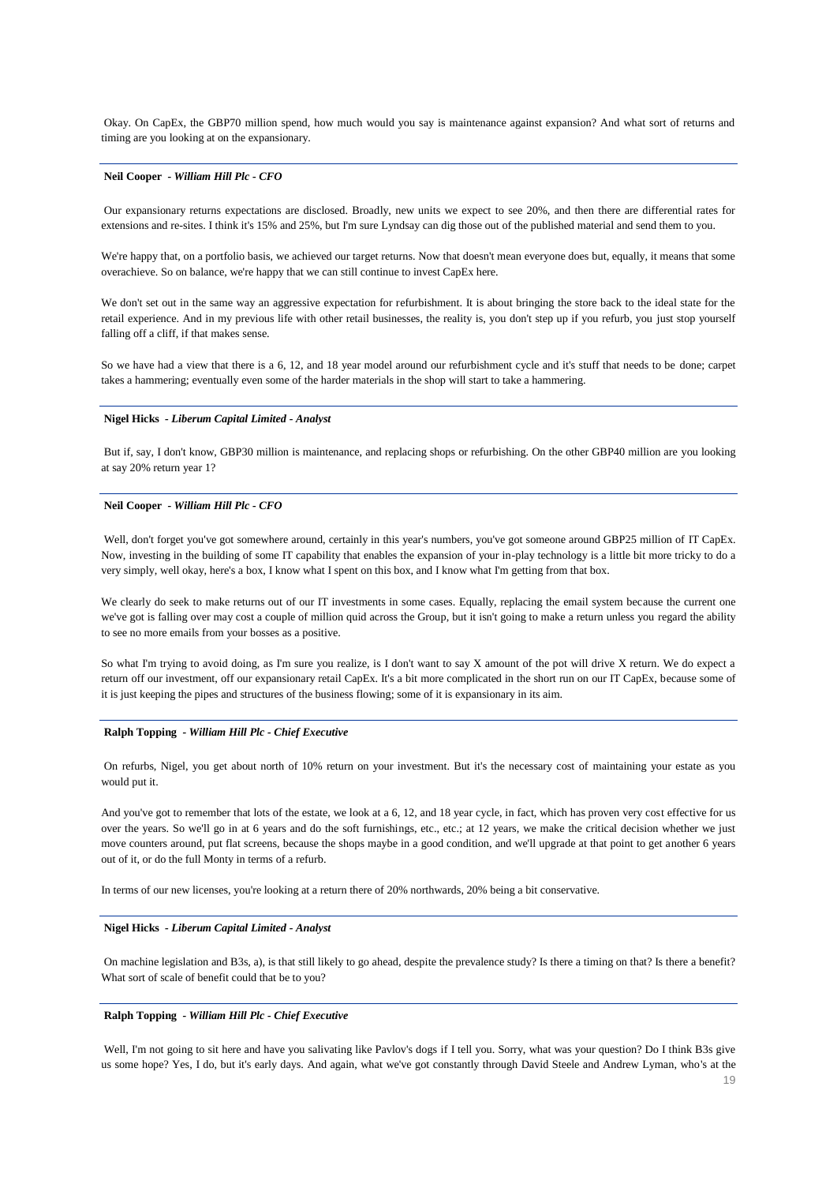Okay. On CapEx, the GBP70 million spend, how much would you say is maintenance against expansion? And what sort of returns and timing are you looking at on the expansionary.

---

**Neil Cooper** *- William Hill Plc - CFO*

Our expansionary returns expectations are disclosed. Broadly, new units we expect to see 20%, and then there are differential rates for extensions and re-sites. I think it's 15% and 25%, but I'm sure Lyndsay can dig those out of the published material and send them to you.

We're happy that, on a portfolio basis, we achieved our target returns. Now that doesn't mean everyone does but, equally, it means that some overachieve. So on balance, we're happy that we can still continue to invest CapEx here.

We don't set out in the same way an aggressive expectation for refurbishment. It is about bringing the store back to the ideal state for the retail experience. And in my previous life with other retail businesses, the reality is, you don't step up if you refurb, you just stop yourself falling off a cliff, if that makes sense.

So we have had a view that there is a 6, 12, and 18 year model around our refurbishment cycle and it's stuff that needs to be done; carpet takes a hammering; eventually even some of the harder materials in the shop will start to take a hammering.

---

**Nigel Hicks** *- Liberum Capital Limited - Analyst*

But if, say, I don't know, GBP30 million is maintenance, and replacing shops or refurbishing. On the other GBP40 million are you looking at say 20% return year 1?

---

**Neil Cooper** *- William Hill Plc - CFO*

Well, don't forget you've got somewhere around, certainly in this year's numbers, you've got someone around GBP25 million of IT CapEx. Now, investing in the building of some IT capability that enables the expansion of your in-play technology is a little bit more tricky to do a very simply, well okay, here's a box, I know what I spent on this box, and I know what I'm getting from that box.

We clearly do seek to make returns out of our IT investments in some cases. Equally, replacing the email system because the current one we've got is falling over may cost a couple of million quid across the Group, but it isn't going to make a return unless you regard the ability to see no more emails from your bosses as a positive.

So what I'm trying to avoid doing, as I'm sure you realize, is I don't want to say X amount of the pot will drive X return. We do expect a return off our investment, off our expansionary retail CapEx. It's a bit more complicated in the short run on our IT CapEx, because some of it is just keeping the pipes and structures of the business flowing; some of it is expansionary in its aim.

---

**Ralph Topping** *- William Hill Plc - Chief Executive*

On refurbs, Nigel, you get about north of 10% return on your investment. But it's the necessary cost of maintaining your estate as you would put it.

And you've got to remember that lots of the estate, we look at a 6, 12, and 18 year cycle, in fact, which has proven very cost effective for us over the years. So we'll go in at 6 years and do the soft furnishings, etc., etc.; at 12 years, we make the critical decision whether we just move counters around, put flat screens, because the shops maybe in a good condition, and we'll upgrade at that point to get another 6 years out of it, or do the full Monty in terms of a refurb.

In terms of our new licenses, you're looking at a return there of 20% northwards, 20% being a bit conservative.

---

**Nigel Hicks** *- Liberum Capital Limited - Analyst*

On machine legislation and B3s, a), is that still likely to go ahead, despite the prevalence study? Is there a timing on that? Is there a benefit? What sort of scale of benefit could that be to you?

---

**Ralph Topping** *- William Hill Plc - Chief Executive*

Well, I'm not going to sit here and have you salivating like Pavlov's dogs if I tell you. Sorry, what was your question? Do I think B3s give us some hope? Yes, I do, but it's early days. And again, what we've got constantly through David Steele and Andrew Lyman, who's at the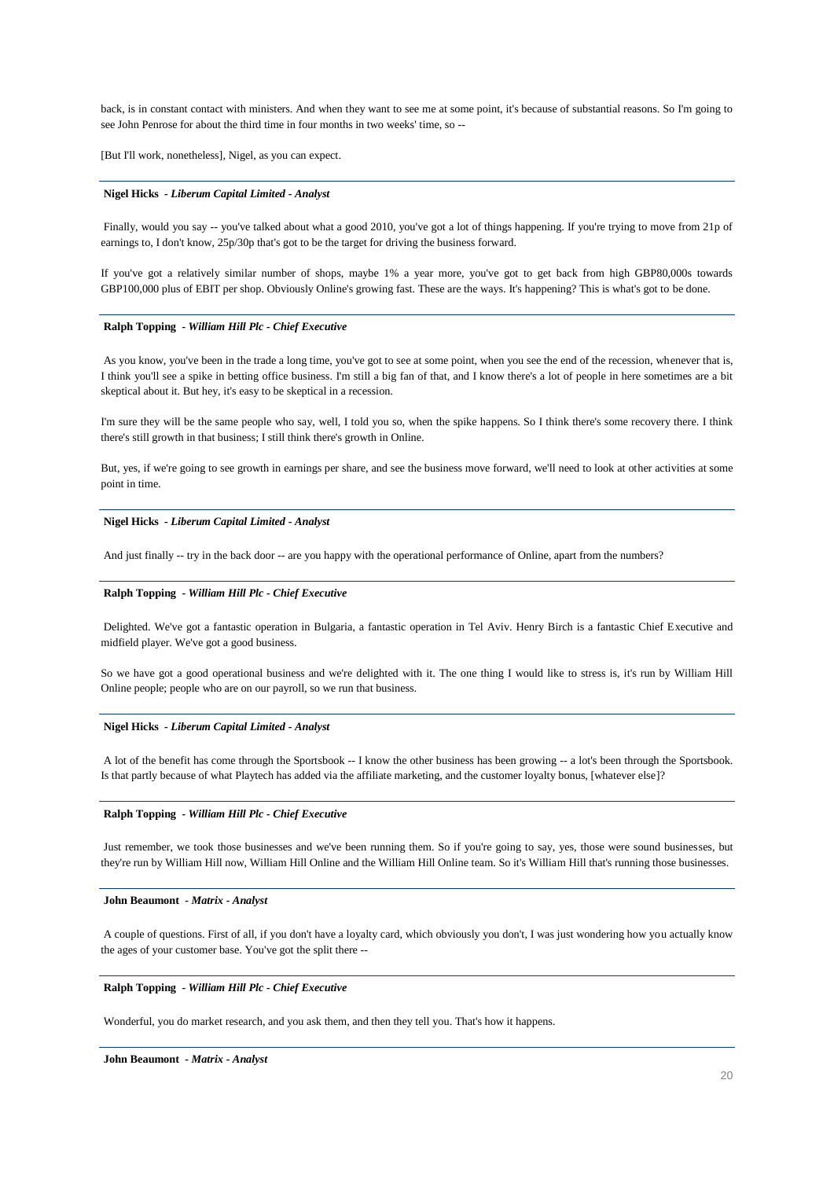back, is in constant contact with ministers. And when they want to see me at some point, it's because of substantial reasons. So I'm going to see John Penrose for about the third time in four months in two weeks' time, so --

[But I'll work, nonetheless], Nigel, as you can expect.

---

**Nigel Hicks** *- Liberum Capital Limited - Analyst*

Finally, would you say -- you've talked about what a good 2010, you've got a lot of things happening. If you're trying to move from 21p of earnings to, I don't know, 25p/30p that's got to be the target for driving the business forward.

If you've got a relatively similar number of shops, maybe 1% a year more, you've got to get back from high GBP80,000s towards GBP100,000 plus of EBIT per shop. Obviously Online's growing fast. These are the ways. It's happening? This is what's got to be done.

---

**Ralph Topping** *- William Hill Plc - Chief Executive*

As you know, you've been in the trade a long time, you've got to see at some point, when you see the end of the recession, whenever that is, I think you'll see a spike in betting office business. I'm still a big fan of that, and I know there's a lot of people in here sometimes are a bit skeptical about it. But hey, it's easy to be skeptical in a recession.

I'm sure they will be the same people who say, well, I told you so, when the spike happens. So I think there's some recovery there. I think there's still growth in that business; I still think there's growth in Online.

But, yes, if we're going to see growth in earnings per share, and see the business move forward, we'll need to look at other activities at some point in time.

---

**Nigel Hicks** *- Liberum Capital Limited - Analyst*

And just finally -- try in the back door -- are you happy with the operational performance of Online, apart from the numbers?

---

**Ralph Topping** *- William Hill Plc - Chief Executive*

Delighted. We've got a fantastic operation in Bulgaria, a fantastic operation in Tel Aviv. Henry Birch is a fantastic Chief Executive and midfield player. We've got a good business.

So we have got a good operational business and we're delighted with it. The one thing I would like to stress is, it's run by William Hill Online people; people who are on our payroll, so we run that business.

---

**Nigel Hicks** *- Liberum Capital Limited - Analyst*

A lot of the benefit has come through the Sportsbook -- I know the other business has been growing -- a lot's been through the Sportsbook. Is that partly because of what Playtech has added via the affiliate marketing, and the customer loyalty bonus, [whatever else]?

---

**Ralph Topping** *- William Hill Plc - Chief Executive*

Just remember, we took those businesses and we've been running them. So if you're going to say, yes, those were sound businesses, but they're run by William Hill now, William Hill Online and the William Hill Online team. So it's William Hill that's running those businesses.

---

**John Beaumont** *- Matrix - Analyst*

A couple of questions. First of all, if you don't have a loyalty card, which obviously you don't, I was just wondering how you actually know the ages of your customer base. You've got the split there --

---

**Ralph Topping** *- William Hill Plc - Chief Executive*

Wonderful, you do market research, and you ask them, and then they tell you. That's how it happens.

---

**John Beaumont** *- Matrix - Analyst*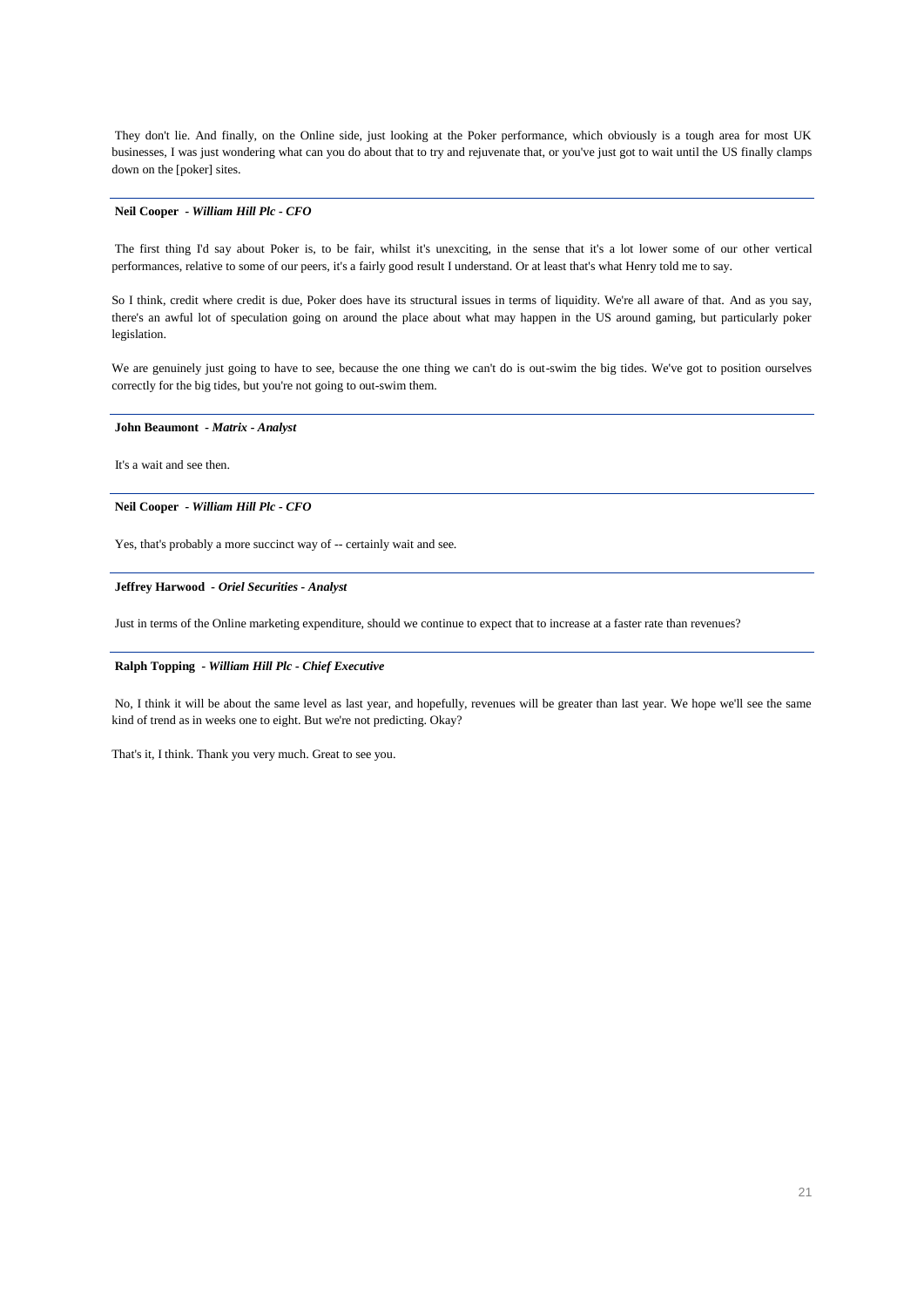They don't lie. And finally, on the Online side, just looking at the Poker performance, which obviously is a tough area for most UK businesses, I was just wondering what can you do about that to try and rejuvenate that, or you've just got to wait until the US finally clamps down on the [poker] sites.

---

**Neil Cooper** - ***William Hill Plc - CFO***

The first thing I'd say about Poker is, to be fair, whilst it's unexciting, in the sense that it's a lot lower some of our other vertical performances, relative to some of our peers, it's a fairly good result I understand. Or at least that's what Henry told me to say.

So I think, credit where credit is due, Poker does have its structural issues in terms of liquidity. We're all aware of that. And as you say, there's an awful lot of speculation going on around the place about what may happen in the US around gaming, but particularly poker legislation.

We are genuinely just going to have to see, because the one thing we can't do is out-swim the big tides. We've got to position ourselves correctly for the big tides, but you're not going to out-swim them.

---

**John Beaumont** - ***Matrix - Analyst***

It's a wait and see then.

---

**Neil Cooper** - ***William Hill Plc - CFO***

Yes, that's probably a more succinct way of -- certainly wait and see.

---

**Jeffrey Harwood** - ***Oriel Securities - Analyst***

Just in terms of the Online marketing expenditure, should we continue to expect that to increase at a faster rate than revenues?

---

**Ralph Topping** - ***William Hill Plc - Chief Executive***

No, I think it will be about the same level as last year, and hopefully, revenues will be greater than last year. We hope we'll see the same kind of trend as in weeks one to eight. But we're not predicting. Okay?

That's it, I think. Thank you very much. Great to see you.